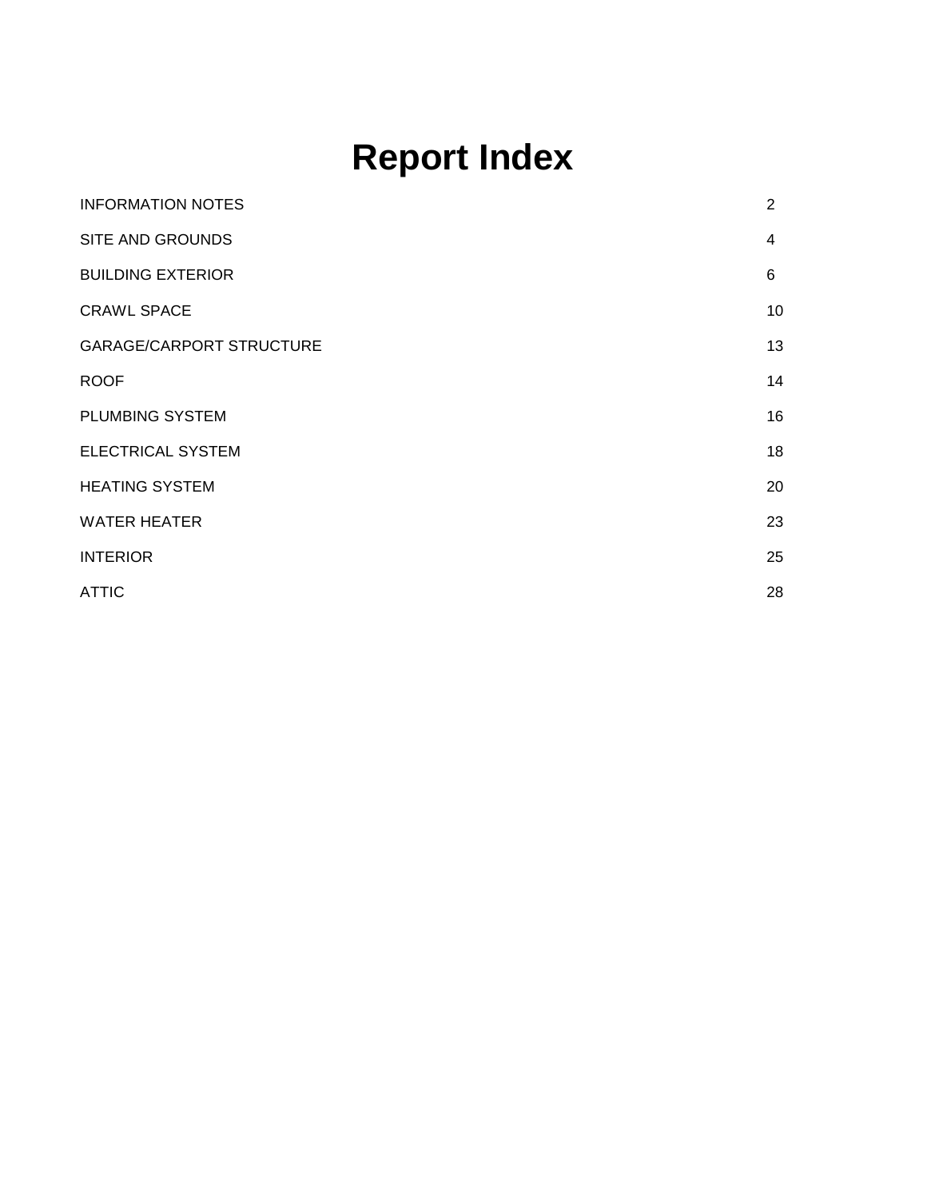# Report Index

| | |
|---|---|
| INFORMATION NOTES | 2 |
| SITE AND GROUNDS | 4 |
| BUILDING EXTERIOR | 6 |
| CRAWL SPACE | 10 |
| GARAGE/CARPORT STRUCTURE | 13 |
| ROOF | 14 |
| PLUMBING SYSTEM | 16 |
| ELECTRICAL SYSTEM | 18 |
| HEATING SYSTEM | 20 |
| WATER HEATER | 23 |
| INTERIOR | 25 |
| ATTIC | 28 |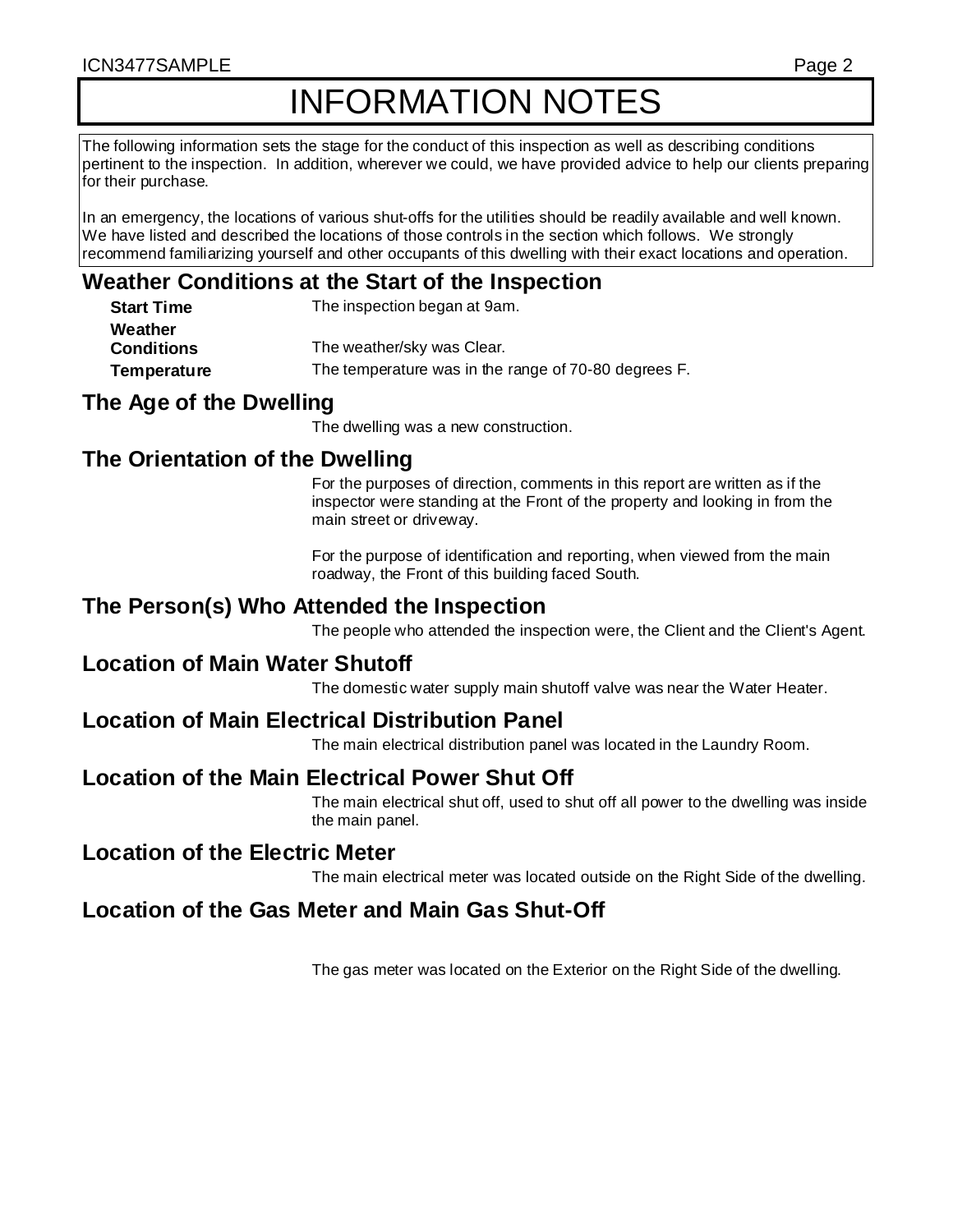# INFORMATION NOTES

The following information sets the stage for the conduct of this inspection as well as describing conditions pertinent to the inspection. In addition, wherever we could, we have provided advice to help our clients preparing for their purchase.

In an emergency, the locations of various shut-offs for the utilities should be readily available and well known. We have listed and described the locations of those controls in the section which follows. We strongly recommend familiarizing yourself and other occupants of this dwelling with their exact locations and operation.

## Weather Conditions at the Start of the Inspection

**Start Time** The inspection began at 9am.

**Weather Conditions** The weather/sky was Clear.

**Temperature** The temperature was in the range of 70-80 degrees F.

## The Age of the Dwelling

The dwelling was a new construction.

## The Orientation of the Dwelling

For the purposes of direction, comments in this report are written as if the inspector were standing at the Front of the property and looking in from the main street or driveway.

For the purpose of identification and reporting, when viewed from the main roadway, the Front of this building faced South.

## The Person(s) Who Attended the Inspection

The people who attended the inspection were, the Client and the Client's Agent.

## Location of Main Water Shutoff

The domestic water supply main shutoff valve was near the Water Heater.

## Location of Main Electrical Distribution Panel

The main electrical distribution panel was located in the Laundry Room.

## Location of the Main Electrical Power Shut Off

The main electrical shut off, used to shut off all power to the dwelling was inside the main panel.

## Location of the Electric Meter

The main electrical meter was located outside on the Right Side of the dwelling.

## Location of the Gas Meter and Main Gas Shut-Off

The gas meter was located on the Exterior on the Right Side of the dwelling.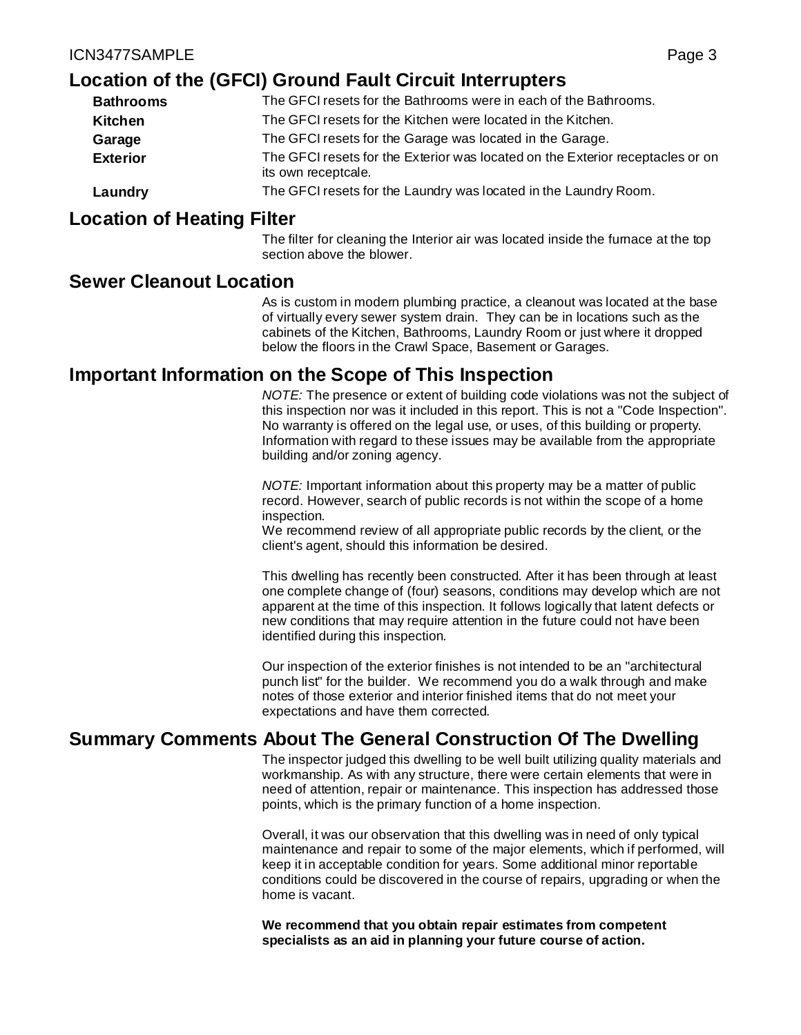## Location of the (GFCI) Ground Fault Circuit Interrupters

**Bathrooms** The GFCI resets for the Bathrooms were in each of the Bathrooms.

**Kitchen** The GFCI resets for the Kitchen were located in the Kitchen.

**Garage** The GFCI resets for the Garage was located in the Garage.

**Exterior** The GFCI resets for the Exterior was located on the Exterior receptacles or on its own receptcale.

**Laundry** The GFCI resets for the Laundry was located in the Laundry Room.

## Location of Heating Filter

The filter for cleaning the Interior air was located inside the furnace at the top section above the blower.

## Sewer Cleanout Location

As is custom in modern plumbing practice, a cleanout was located at the base of virtually every sewer system drain. They can be in locations such as the cabinets of the Kitchen, Bathrooms, Laundry Room or just where it dropped below the floors in the Crawl Space, Basement or Garages.

## Important Information on the Scope of This Inspection

*NOTE:* The presence or extent of building code violations was not the subject of this inspection nor was it included in this report. This is not a "Code Inspection". No warranty is offered on the legal use, or uses, of this building or property. Information with regard to these issues may be available from the appropriate building and/or zoning agency.

*NOTE:* Important information about this property may be a matter of public record. However, search of public records is not within the scope of a home inspection.
We recommend review of all appropriate public records by the client, or the client's agent, should this information be desired.

This dwelling has recently been constructed. After it has been through at least one complete change of (four) seasons, conditions may develop which are not apparent at the time of this inspection. It follows logically that latent defects or new conditions that may require attention in the future could not have been identified during this inspection.

Our inspection of the exterior finishes is not intended to be an "architectural punch list" for the builder. We recommend you do a walk through and make notes of those exterior and interior finished items that do not meet your expectations and have them corrected.

## Summary Comments About The General Construction Of The Dwelling

The inspector judged this dwelling to be well built utilizing quality materials and workmanship. As with any structure, there were certain elements that were in need of attention, repair or maintenance. This inspection has addressed those points, which is the primary function of a home inspection.

Overall, it was our observation that this dwelling was in need of only typical maintenance and repair to some of the major elements, which if performed, will keep it in acceptable condition for years. Some additional minor reportable conditions could be discovered in the course of repairs, upgrading or when the home is vacant.

**We recommend that you obtain repair estimates from competent specialists as an aid in planning your future course of action.**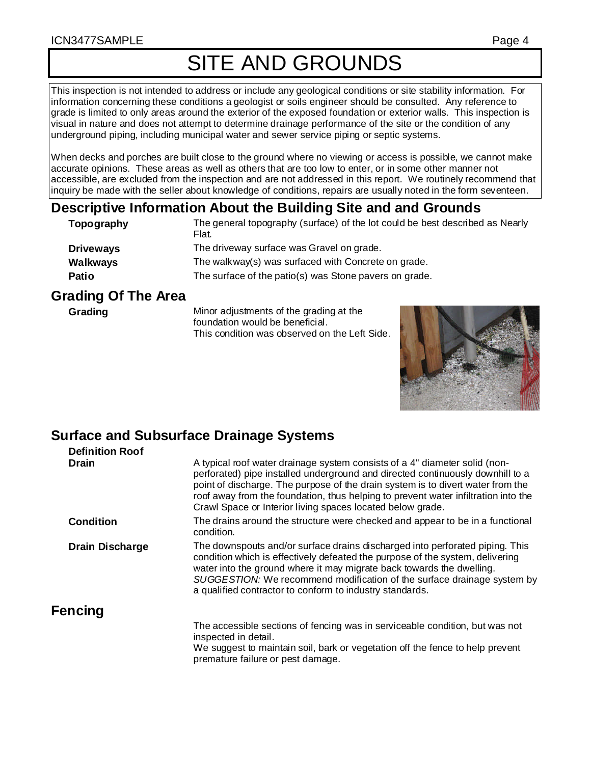# SITE AND GROUNDS

This inspection is not intended to address or include any geological conditions or site stability information. For information concerning these conditions a geologist or soils engineer should be consulted. Any reference to grade is limited to only areas around the exterior of the exposed foundation or exterior walls. This inspection is visual in nature and does not attempt to determine drainage performance of the site or the condition of any underground piping, including municipal water and sewer service piping or septic systems.

When decks and porches are built close to the ground where no viewing or access is possible, we cannot make accurate opinions. These areas as well as others that are too low to enter, or in some other manner not accessible, are excluded from the inspection and are not addressed in this report. We routinely recommend that inquiry be made with the seller about knowledge of conditions, repairs are usually noted in the form seventeen.

## Descriptive Information About the Building Site and and Grounds

**Topography** The general topography (surface) of the lot could be best described as Nearly Flat.

**Driveways** The driveway surface was Gravel on grade.

**Walkways** The walkway(s) was surfaced with Concrete on grade.

**Patio** The surface of the patio(s) was Stone pavers on grade.

## Grading Of The Area

**Grading** Minor adjustments of the grading at the foundation would be beneficial.
This condition was observed on the Left Side.

## Surface and Subsurface Drainage Systems

**Definition Roof Drain** A typical roof water drainage system consists of a 4" diameter solid (non-perforated) pipe installed underground and directed continuously downhill to a point of discharge. The purpose of the drain system is to divert water from the roof away from the foundation, thus helping to prevent water infiltration into the Crawl Space or Interior living spaces located below grade.

**Condition** The drains around the structure were checked and appear to be in a functional condition.

**Drain Discharge** The downspouts and/or surface drains discharged into perforated piping. This condition which is effectively defeated the purpose of the system, delivering water into the ground where it may migrate back towards the dwelling. *SUGGESTION:* We recommend modification of the surface drainage system by a qualified contractor to conform to industry standards.

## Fencing

The accessible sections of fencing was in serviceable condition, but was not inspected in detail.
We suggest to maintain soil, bark or vegetation off the fence to help prevent premature failure or pest damage.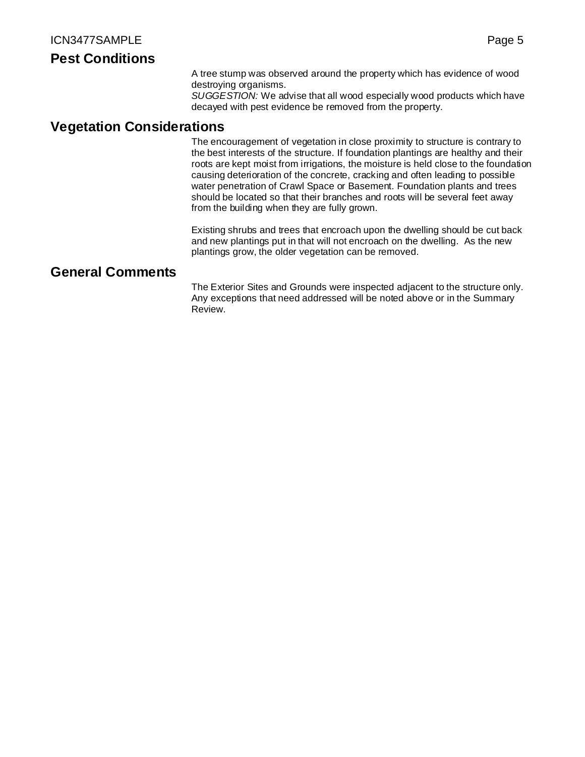## Pest Conditions

A tree stump was observed around the property which has evidence of wood destroying organisms.
*SUGGESTION:* We advise that all wood especially wood products which have decayed with pest evidence be removed from the property.

## Vegetation Considerations

The encouragement of vegetation in close proximity to structure is contrary to the best interests of the structure. If foundation plantings are healthy and their roots are kept moist from irrigations, the moisture is held close to the foundation causing deterioration of the concrete, cracking and often leading to possible water penetration of Crawl Space or Basement. Foundation plants and trees should be located so that their branches and roots will be several feet away from the building when they are fully grown.

Existing shrubs and trees that encroach upon the dwelling should be cut back and new plantings put in that will not encroach on the dwelling. As the new plantings grow, the older vegetation can be removed.

## General Comments

The Exterior Sites and Grounds were inspected adjacent to the structure only. Any exceptions that need addressed will be noted above or in the Summary Review.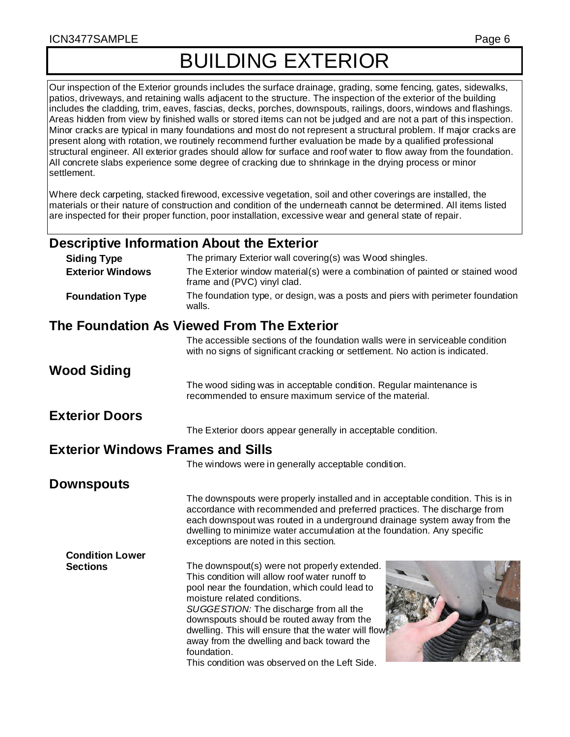# BUILDING EXTERIOR

Our inspection of the Exterior grounds includes the surface drainage, grading, some fencing, gates, sidewalks, patios, driveways, and retaining walls adjacent to the structure. The inspection of the exterior of the building includes the cladding, trim, eaves, fascias, decks, porches, downspouts, railings, doors, windows and flashings. Areas hidden from view by finished walls or stored items can not be judged and are not a part of this inspection. Minor cracks are typical in many foundations and most do not represent a structural problem. If major cracks are present along with rotation, we routinely recommend further evaluation be made by a qualified professional structural engineer. All exterior grades should allow for surface and roof water to flow away from the foundation. All concrete slabs experience some degree of cracking due to shrinkage in the drying process or minor settlement.

Where deck carpeting, stacked firewood, excessive vegetation, soil and other coverings are installed, the materials or their nature of construction and condition of the underneath cannot be determined. All items listed are inspected for their proper function, poor installation, excessive wear and general state of repair.

## Descriptive Information About the Exterior

**Siding Type** — The primary Exterior wall covering(s) was Wood shingles.

**Exterior Windows** — The Exterior window material(s) were a combination of painted or stained wood frame and (PVC) vinyl clad.

**Foundation Type** — The foundation type, or design, was a posts and piers with perimeter foundation walls.

## The Foundation As Viewed From The Exterior

The accessible sections of the foundation walls were in serviceable condition with no signs of significant cracking or settlement. No action is indicated.

## Wood Siding

The wood siding was in acceptable condition. Regular maintenance is recommended to ensure maximum service of the material.

## Exterior Doors

The Exterior doors appear generally in acceptable condition.

## Exterior Windows Frames and Sills

The windows were in generally acceptable condition.

## Downspouts

The downspouts were properly installed and in acceptable condition. This is in accordance with recommended and preferred practices. The discharge from each downspout was routed in a underground drainage system away from the dwelling to minimize water accumulation at the foundation. Any specific exceptions are noted in this section.

**Condition Lower Sections** — The downspout(s) were not properly extended. This condition will allow roof water runoff to pool near the foundation, which could lead to moisture related conditions.
*SUGGESTION:* The discharge from all the downspouts should be routed away from the dwelling. This will ensure that the water will flow away from the dwelling and back toward the foundation.
This condition was observed on the Left Side.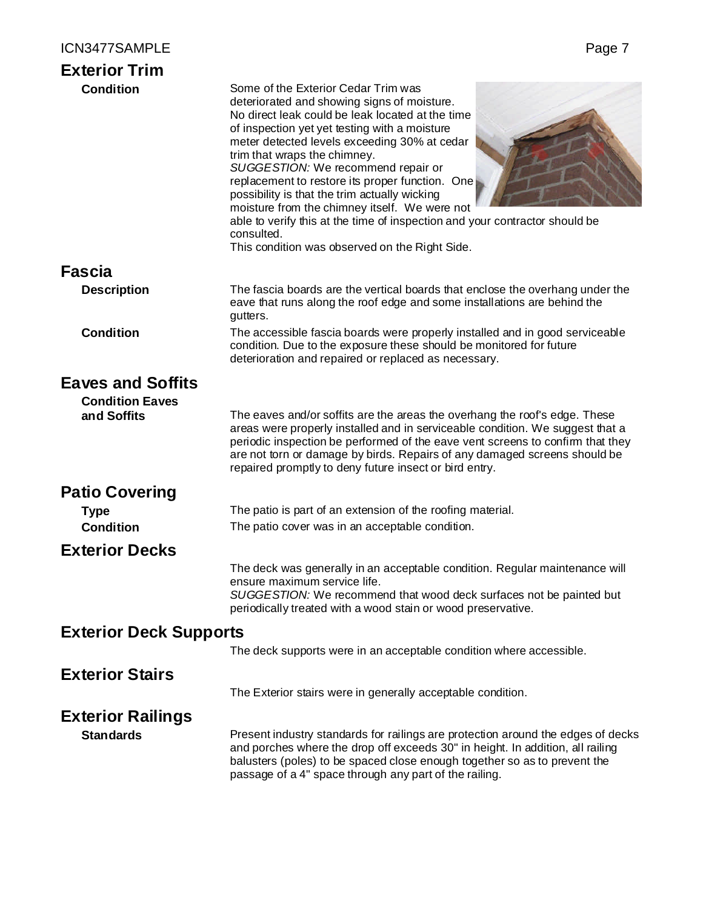## Exterior Trim

**Condition**

Some of the Exterior Cedar Trim was deteriorated and showing signs of moisture. No direct leak could be leak located at the time of inspection yet yet testing with a moisture meter detected levels exceeding 30% at cedar trim that wraps the chimney.

*SUGGESTION:* We recommend repair or replacement to restore its proper function. One possibility is that the trim actually wicking moisture from the chimney itself. We were not able to verify this at the time of inspection and your contractor should be consulted.

This condition was observed on the Right Side.

## Fascia

**Description**

The fascia boards are the vertical boards that enclose the overhang under the eave that runs along the roof edge and some installations are behind the gutters.

**Condition**

The accessible fascia boards were properly installed and in good serviceable condition. Due to the exposure these should be monitored for future deterioration and repaired or replaced as necessary.

## Eaves and Soffits

**Condition Eaves and Soffits**

The eaves and/or soffits are the areas the overhang the roof's edge. These areas were properly installed and in serviceable condition. We suggest that a periodic inspection be performed of the eave vent screens to confirm that they are not torn or damage by birds. Repairs of any damaged screens should be repaired promptly to deny future insect or bird entry.

## Patio Covering

**Type**

The patio is part of an extension of the roofing material.

**Condition**

The patio cover was in an acceptable condition.

## Exterior Decks

The deck was generally in an acceptable condition. Regular maintenance will ensure maximum service life.

*SUGGESTION:* We recommend that wood deck surfaces not be painted but periodically treated with a wood stain or wood preservative.

## Exterior Deck Supports

The deck supports were in an acceptable condition where accessible.

## Exterior Stairs

The Exterior stairs were in generally acceptable condition.

## Exterior Railings

**Standards**

Present industry standards for railings are protection around the edges of decks and porches where the drop off exceeds 30" in height. In addition, all railing balusters (poles) to be spaced close enough together so as to prevent the passage of a 4" space through any part of the railing.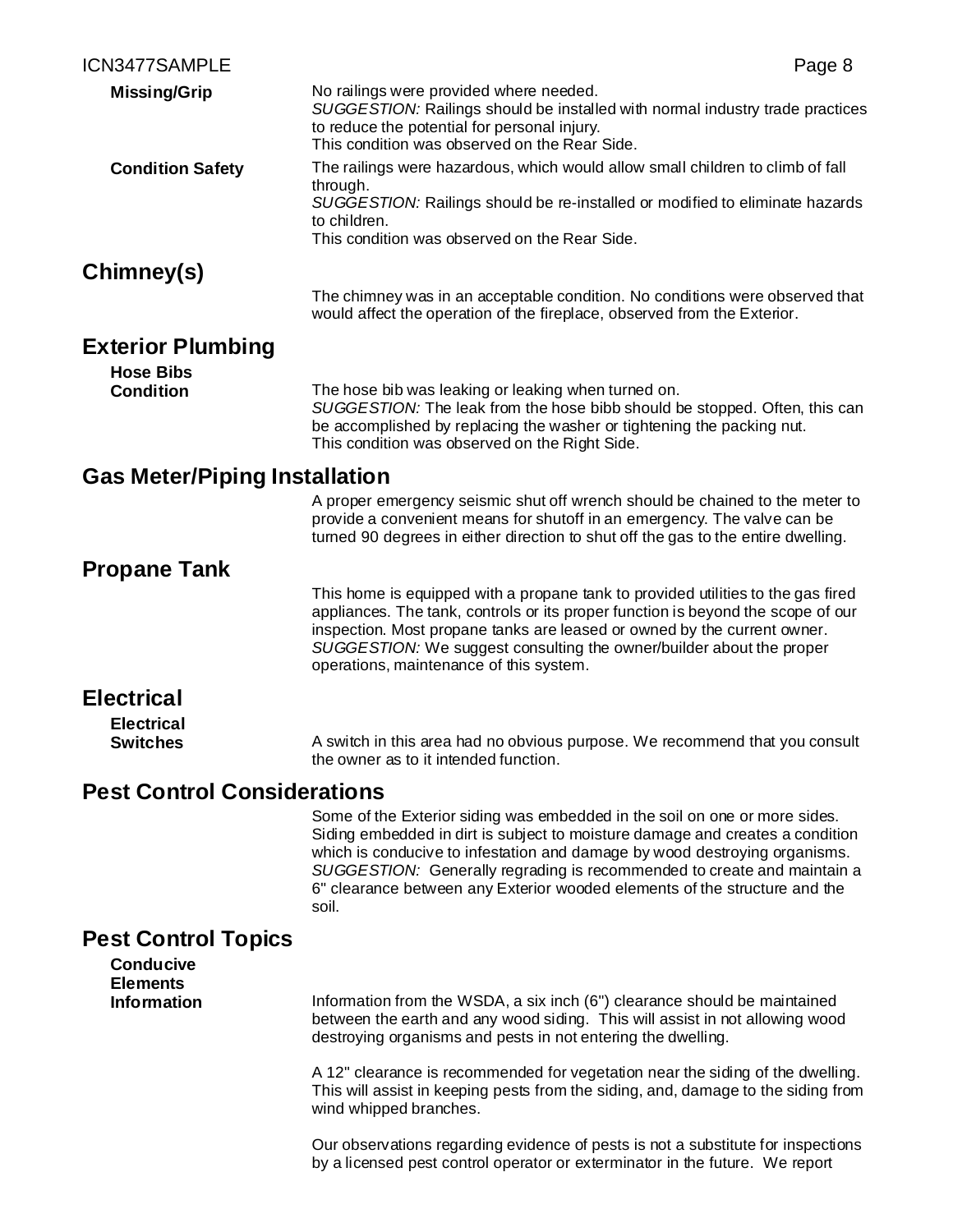**Missing/Grip**

No railings were provided where needed.
*SUGGESTION:* Railings should be installed with normal industry trade practices to reduce the potential for personal injury.
This condition was observed on the Rear Side.

**Condition Safety**

The railings were hazardous, which would allow small children to climb of fall through.
*SUGGESTION:* Railings should be re-installed or modified to eliminate hazards to children.
This condition was observed on the Rear Side.

## Chimney(s)

The chimney was in an acceptable condition. No conditions were observed that would affect the operation of the fireplace, observed from the Exterior.

## Exterior Plumbing

**Hose Bibs Condition**

The hose bib was leaking or leaking when turned on.
*SUGGESTION:* The leak from the hose bibb should be stopped. Often, this can be accomplished by replacing the washer or tightening the packing nut.
This condition was observed on the Right Side.

## Gas Meter/Piping Installation

A proper emergency seismic shut off wrench should be chained to the meter to provide a convenient means for shutoff in an emergency. The valve can be turned 90 degrees in either direction to shut off the gas to the entire dwelling.

## Propane Tank

This home is equipped with a propane tank to provided utilities to the gas fired appliances. The tank, controls or its proper function is beyond the scope of our inspection. Most propane tanks are leased or owned by the current owner.
*SUGGESTION:* We suggest consulting the owner/builder about the proper operations, maintenance of this system.

## Electrical

**Electrical Switches**

A switch in this area had no obvious purpose. We recommend that you consult the owner as to it intended function.

## Pest Control Considerations

Some of the Exterior siding was embedded in the soil on one or more sides. Siding embedded in dirt is subject to moisture damage and creates a condition which is conducive to infestation and damage by wood destroying organisms.
*SUGGESTION:* Generally regrading is recommended to create and maintain a 6" clearance between any Exterior wooded elements of the structure and the soil.

## Pest Control Topics

**Conducive Elements Information**

Information from the WSDA, a six inch (6") clearance should be maintained between the earth and any wood siding. This will assist in not allowing wood destroying organisms and pests in not entering the dwelling.

A 12" clearance is recommended for vegetation near the siding of the dwelling. This will assist in keeping pests from the siding, and, damage to the siding from wind whipped branches.

Our observations regarding evidence of pests is not a substitute for inspections by a licensed pest control operator or exterminator in the future. We report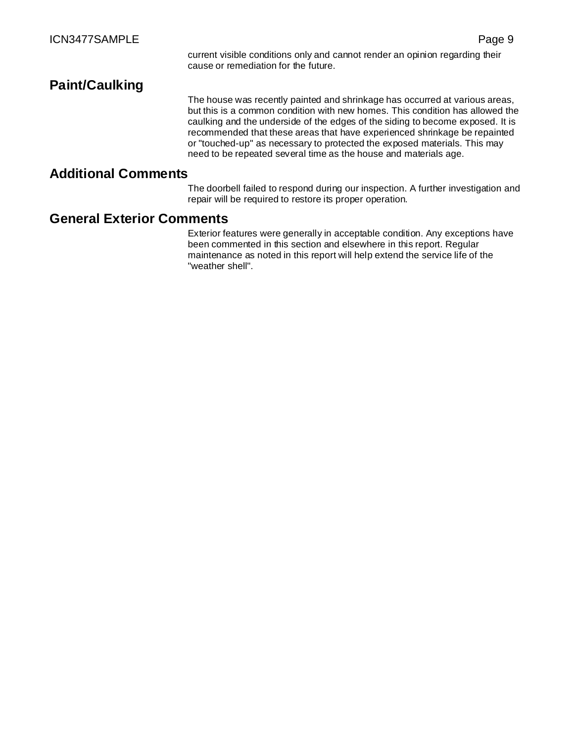current visible conditions only and cannot render an opinion regarding their cause or remediation for the future.

## Paint/Caulking

The house was recently painted and shrinkage has occurred at various areas, but this is a common condition with new homes. This condition has allowed the caulking and the underside of the edges of the siding to become exposed. It is recommended that these areas that have experienced shrinkage be repainted or "touched-up" as necessary to protected the exposed materials. This may need to be repeated several time as the house and materials age.

## Additional Comments

The doorbell failed to respond during our inspection. A further investigation and repair will be required to restore its proper operation.

## General Exterior Comments

Exterior features were generally in acceptable condition. Any exceptions have been commented in this section and elsewhere in this report. Regular maintenance as noted in this report will help extend the service life of the "weather shell".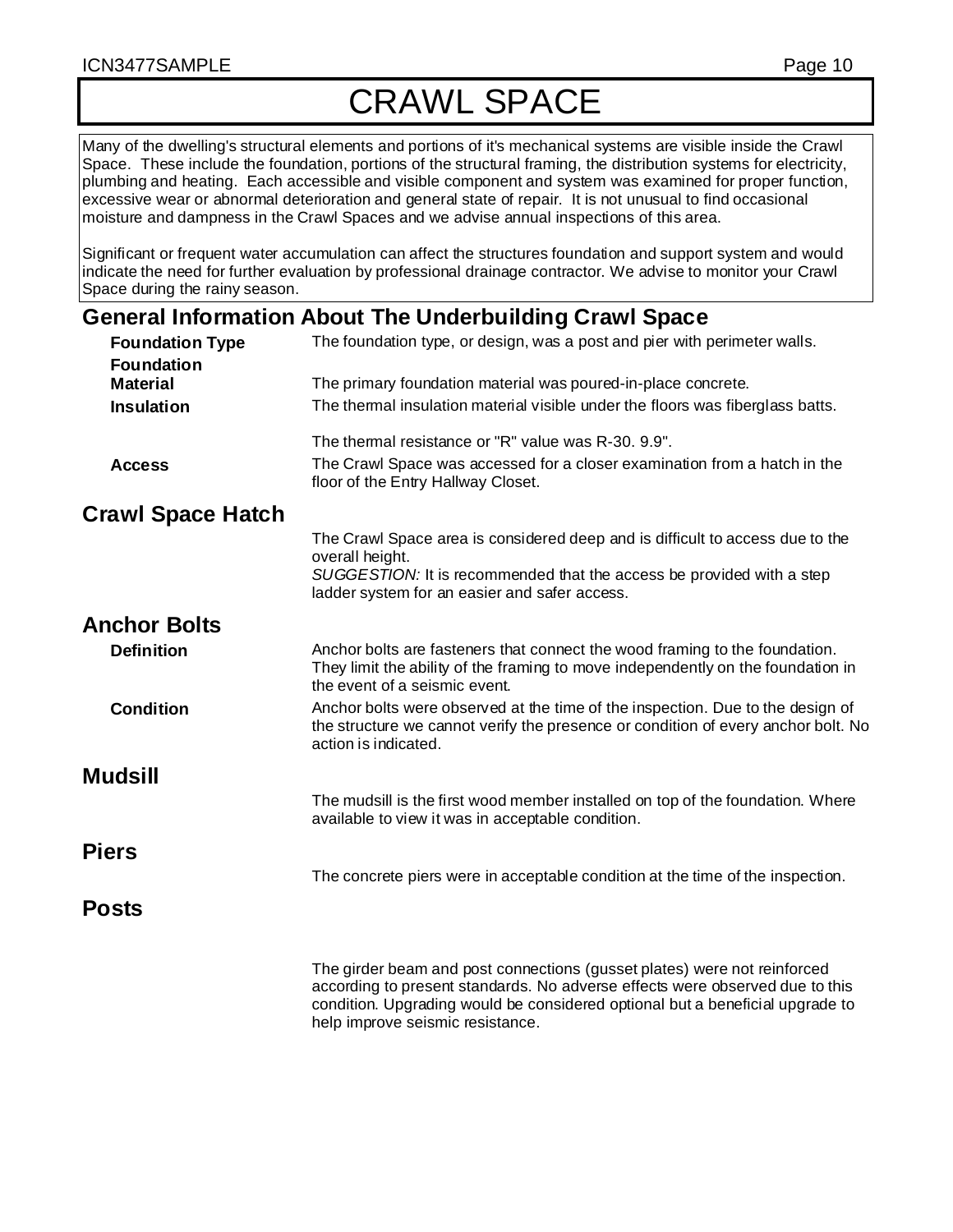# CRAWL SPACE

Many of the dwelling's structural elements and portions of it's mechanical systems are visible inside the Crawl Space. These include the foundation, portions of the structural framing, the distribution systems for electricity, plumbing and heating. Each accessible and visible component and system was examined for proper function, excessive wear or abnormal deterioration and general state of repair. It is not unusual to find occasional moisture and dampness in the Crawl Spaces and we advise annual inspections of this area.

Significant or frequent water accumulation can affect the structures foundation and support system and would indicate the need for further evaluation by professional drainage contractor. We advise to monitor your Crawl Space during the rainy season.

## General Information About The Underbuilding Crawl Space

**Foundation Type**
The foundation type, or design, was a post and pier with perimeter walls.

**Foundation Material**
The primary foundation material was poured-in-place concrete.

**Insulation**
The thermal insulation material visible under the floors was fiberglass batts.

The thermal resistance or "R" value was R-30. 9.9".

**Access**
The Crawl Space was accessed for a closer examination from a hatch in the floor of the Entry Hallway Closet.

## Crawl Space Hatch

The Crawl Space area is considered deep and is difficult to access due to the overall height.
*SUGGESTION:* It is recommended that the access be provided with a step ladder system for an easier and safer access.

## Anchor Bolts

**Definition**
Anchor bolts are fasteners that connect the wood framing to the foundation. They limit the ability of the framing to move independently on the foundation in the event of a seismic event.

**Condition**
Anchor bolts were observed at the time of the inspection. Due to the design of the structure we cannot verify the presence or condition of every anchor bolt. No action is indicated.

## Mudsill

The mudsill is the first wood member installed on top of the foundation. Where available to view it was in acceptable condition.

## Piers

The concrete piers were in acceptable condition at the time of the inspection.

## Posts

The girder beam and post connections (gusset plates) were not reinforced according to present standards. No adverse effects were observed due to this condition. Upgrading would be considered optional but a beneficial upgrade to help improve seismic resistance.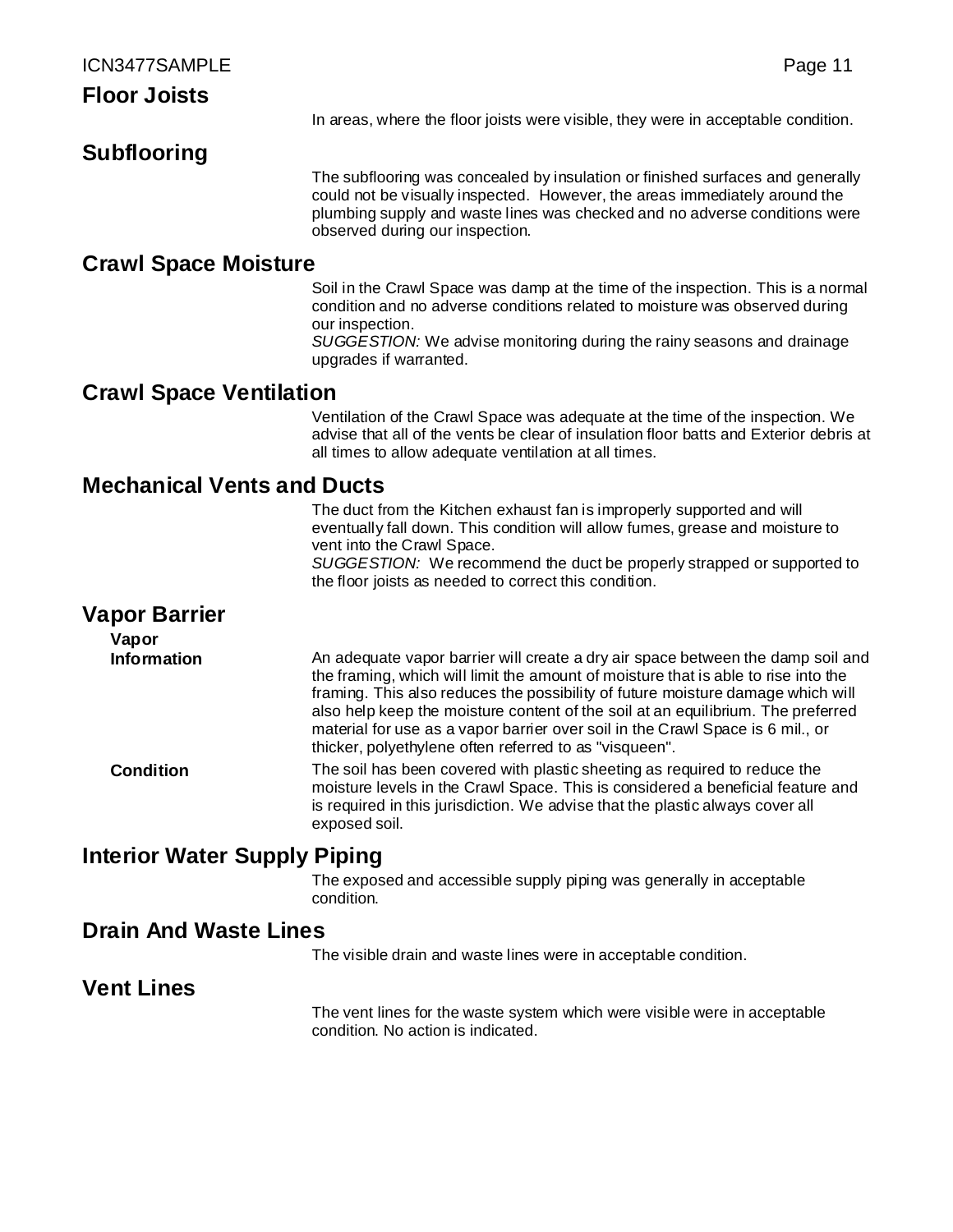## Floor Joists

In areas, where the floor joists were visible, they were in acceptable condition.

## Subflooring

The subflooring was concealed by insulation or finished surfaces and generally could not be visually inspected. However, the areas immediately around the plumbing supply and waste lines was checked and no adverse conditions were observed during our inspection.

## Crawl Space Moisture

Soil in the Crawl Space was damp at the time of the inspection. This is a normal condition and no adverse conditions related to moisture was observed during our inspection.
*SUGGESTION:* We advise monitoring during the rainy seasons and drainage upgrades if warranted.

## Crawl Space Ventilation

Ventilation of the Crawl Space was adequate at the time of the inspection. We advise that all of the vents be clear of insulation floor batts and Exterior debris at all times to allow adequate ventilation at all times.

## Mechanical Vents and Ducts

The duct from the Kitchen exhaust fan is improperly supported and will eventually fall down. This condition will allow fumes, grease and moisture to vent into the Crawl Space.
*SUGGESTION:* We recommend the duct be properly strapped or supported to the floor joists as needed to correct this condition.

## Vapor Barrier

**Vapor Information**

An adequate vapor barrier will create a dry air space between the damp soil and the framing, which will limit the amount of moisture that is able to rise into the framing. This also reduces the possibility of future moisture damage which will also help keep the moisture content of the soil at an equilibrium. The preferred material for use as a vapor barrier over soil in the Crawl Space is 6 mil., or thicker, polyethylene often referred to as "visqueen".

**Condition**

The soil has been covered with plastic sheeting as required to reduce the moisture levels in the Crawl Space. This is considered a beneficial feature and is required in this jurisdiction. We advise that the plastic always cover all exposed soil.

## Interior Water Supply Piping

The exposed and accessible supply piping was generally in acceptable condition.

## Drain And Waste Lines

The visible drain and waste lines were in acceptable condition.

## Vent Lines

The vent lines for the waste system which were visible were in acceptable condition. No action is indicated.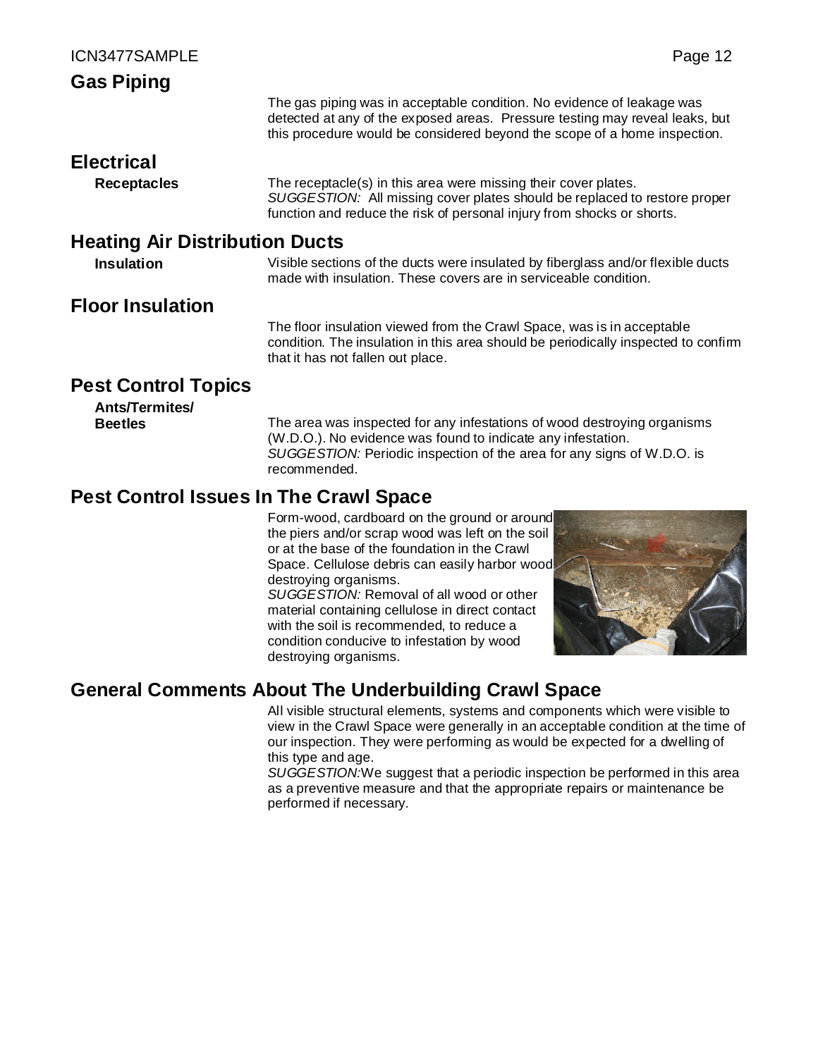## Gas Piping

The gas piping was in acceptable condition. No evidence of leakage was detected at any of the exposed areas. Pressure testing may reveal leaks, but this procedure would be considered beyond the scope of a home inspection.

## Electrical

**Receptacles**

The receptacle(s) in this area were missing their cover plates.
*SUGGESTION:* All missing cover plates should be replaced to restore proper function and reduce the risk of personal injury from shocks or shorts.

## Heating Air Distribution Ducts

**Insulation**

Visible sections of the ducts were insulated by fiberglass and/or flexible ducts made with insulation. These covers are in serviceable condition.

## Floor Insulation

The floor insulation viewed from the Crawl Space, was is in acceptable condition. The insulation in this area should be periodically inspected to confirm that it has not fallen out place.

## Pest Control Topics

**Ants/Termites/ Beetles**

The area was inspected for any infestations of wood destroying organisms (W.D.O.). No evidence was found to indicate any infestation.
*SUGGESTION:* Periodic inspection of the area for any signs of W.D.O. is recommended.

## Pest Control Issues In The Crawl Space

Form-wood, cardboard on the ground or around the piers and/or scrap wood was left on the soil or at the base of the foundation in the Crawl Space. Cellulose debris can easily harbor wood destroying organisms.
*SUGGESTION:* Removal of all wood or other material containing cellulose in direct contact with the soil is recommended, to reduce a condition conducive to infestation by wood destroying organisms.

## General Comments About The Underbuilding Crawl Space

All visible structural elements, systems and components which were visible to view in the Crawl Space were generally in an acceptable condition at the time of our inspection. They were performing as would be expected for a dwelling of this type and age.
*SUGGESTION:* We suggest that a periodic inspection be performed in this area as a preventive measure and that the appropriate repairs or maintenance be performed if necessary.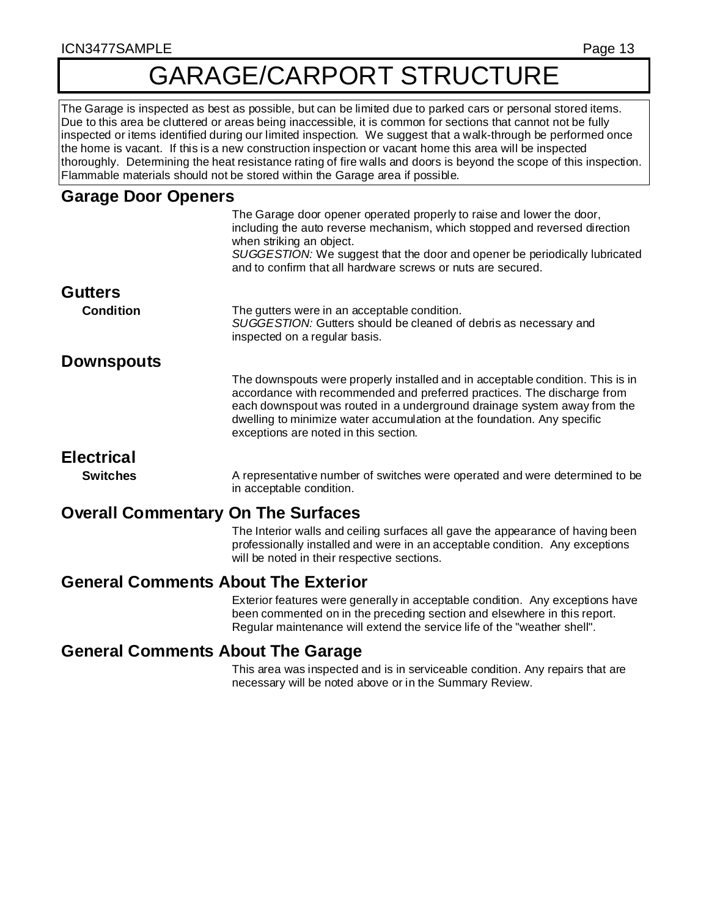# GARAGE/CARPORT STRUCTURE

The Garage is inspected as best as possible, but can be limited due to parked cars or personal stored items. Due to this area be cluttered or areas being inaccessible, it is common for sections that cannot not be fully inspected or items identified during our limited inspection. We suggest that a walk-through be performed once the home is vacant. If this is a new construction inspection or vacant home this area will be inspected thoroughly. Determining the heat resistance rating of fire walls and doors is beyond the scope of this inspection. Flammable materials should not be stored within the Garage area if possible.

## Garage Door Openers

The Garage door opener operated properly to raise and lower the door, including the auto reverse mechanism, which stopped and reversed direction when striking an object.
*SUGGESTION:* We suggest that the door and opener be periodically lubricated and to confirm that all hardware screws or nuts are secured.

## Gutters

**Condition**

The gutters were in an acceptable condition.
*SUGGESTION:* Gutters should be cleaned of debris as necessary and inspected on a regular basis.

## Downspouts

The downspouts were properly installed and in acceptable condition. This is in accordance with recommended and preferred practices. The discharge from each downspout was routed in a underground drainage system away from the dwelling to minimize water accumulation at the foundation. Any specific exceptions are noted in this section.

## Electrical

**Switches**

A representative number of switches were operated and were determined to be in acceptable condition.

## Overall Commentary On The Surfaces

The Interior walls and ceiling surfaces all gave the appearance of having been professionally installed and were in an acceptable condition. Any exceptions will be noted in their respective sections.

## General Comments About The Exterior

Exterior features were generally in acceptable condition. Any exceptions have been commented on in the preceding section and elsewhere in this report. Regular maintenance will extend the service life of the "weather shell".

## General Comments About The Garage

This area was inspected and is in serviceable condition. Any repairs that are necessary will be noted above or in the Summary Review.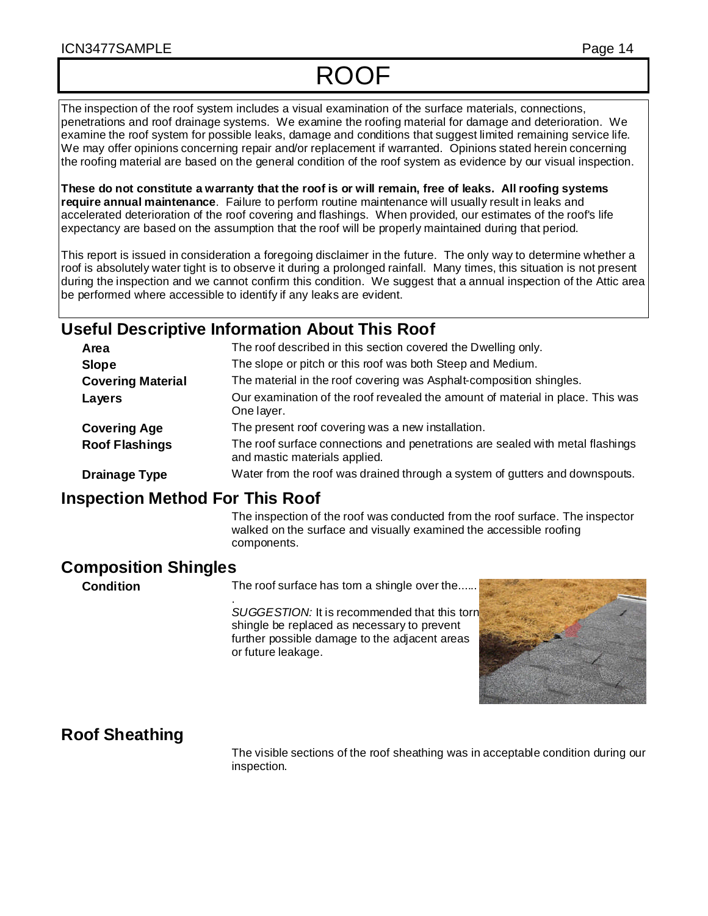# ROOF

The inspection of the roof system includes a visual examination of the surface materials, connections, penetrations and roof drainage systems. We examine the roofing material for damage and deterioration. We examine the roof system for possible leaks, damage and conditions that suggest limited remaining service life. We may offer opinions concerning repair and/or replacement if warranted. Opinions stated herein concerning the roofing material are based on the general condition of the roof system as evidence by our visual inspection.

**These do not constitute a warranty that the roof is or will remain, free of leaks. All roofing systems require annual maintenance**. Failure to perform routine maintenance will usually result in leaks and accelerated deterioration of the roof covering and flashings. When provided, our estimates of the roof's life expectancy are based on the assumption that the roof will be properly maintained during that period.

This report is issued in consideration a foregoing disclaimer in the future. The only way to determine whether a roof is absolutely water tight is to observe it during a prolonged rainfall. Many times, this situation is not present during the inspection and we cannot confirm this condition. We suggest that a annual inspection of the Attic area be performed where accessible to identify if any leaks are evident.

## Useful Descriptive Information About This Roof

**Area** The roof described in this section covered the Dwelling only.

**Slope** The slope or pitch or this roof was both Steep and Medium.

**Covering Material** The material in the roof covering was Asphalt-composition shingles.

**Layers** Our examination of the roof revealed the amount of material in place. This was One layer.

**Covering Age** The present roof covering was a new installation.

**Roof Flashings** The roof surface connections and penetrations are sealed with metal flashings and mastic materials applied.

**Drainage Type** Water from the roof was drained through a system of gutters and downspouts.

## Inspection Method For This Roof

The inspection of the roof was conducted from the roof surface. The inspector walked on the surface and visually examined the accessible roofing components.

## Composition Shingles

**Condition** The roof surface has torn a shingle over the......

.

*SUGGESTION:* It is recommended that this torn shingle be replaced as necessary to prevent further possible damage to the adjacent areas or future leakage.

## Roof Sheathing

The visible sections of the roof sheathing was in acceptable condition during our inspection.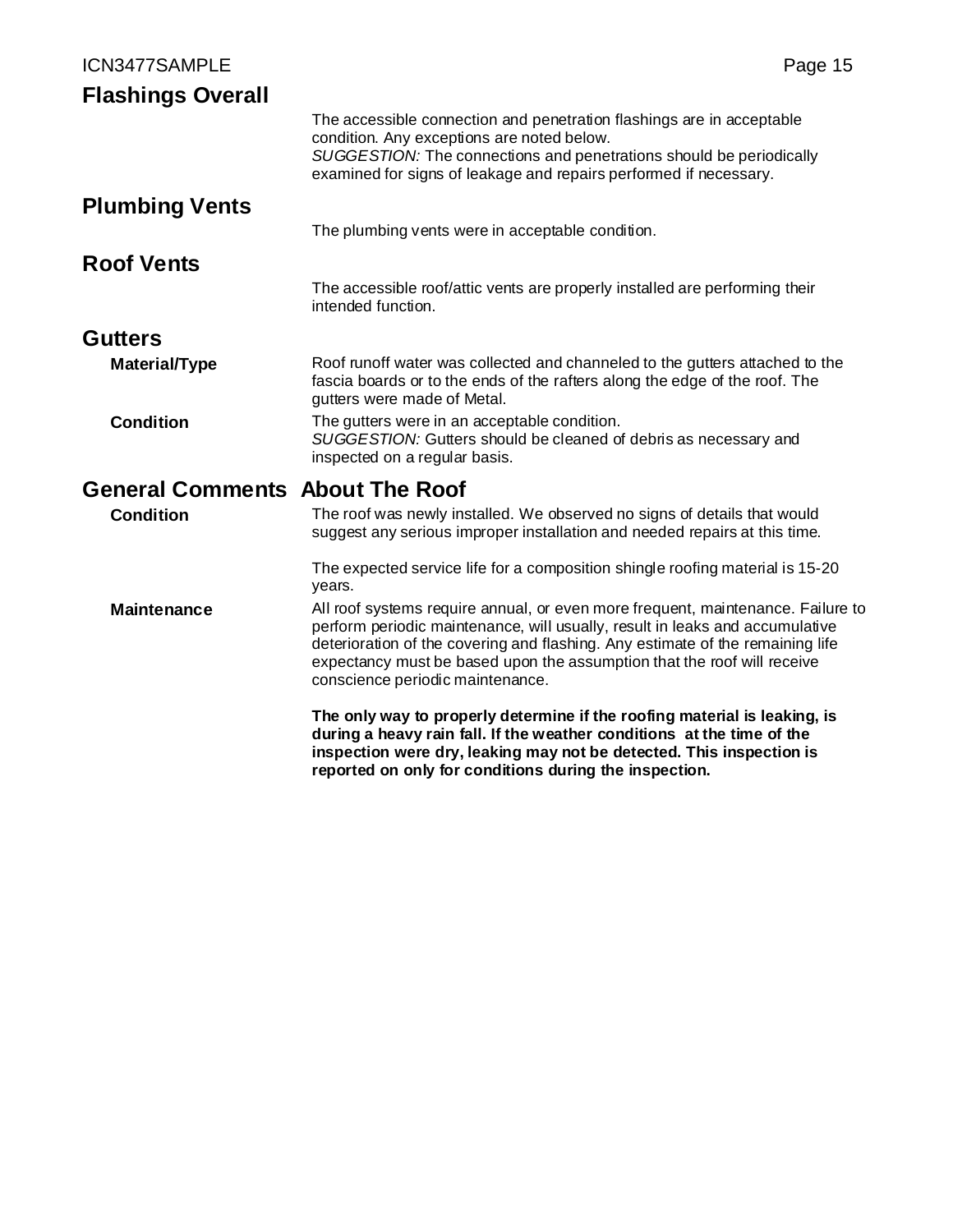## Flashings Overall

The accessible connection and penetration flashings are in acceptable condition. Any exceptions are noted below.
*SUGGESTION:* The connections and penetrations should be periodically examined for signs of leakage and repairs performed if necessary.

## Plumbing Vents

The plumbing vents were in acceptable condition.

## Roof Vents

The accessible roof/attic vents are properly installed are performing their intended function.

## Gutters

**Material/Type**

Roof runoff water was collected and channeled to the gutters attached to the fascia boards or to the ends of the rafters along the edge of the roof. The gutters were made of Metal.

**Condition**

The gutters were in an acceptable condition.
*SUGGESTION:* Gutters should be cleaned of debris as necessary and inspected on a regular basis.

## General Comments About The Roof

**Condition**

The roof was newly installed. We observed no signs of details that would suggest any serious improper installation and needed repairs at this time.

The expected service life for a composition shingle roofing material is 15-20 years.

**Maintenance**

All roof systems require annual, or even more frequent, maintenance. Failure to perform periodic maintenance, will usually, result in leaks and accumulative deterioration of the covering and flashing. Any estimate of the remaining life expectancy must be based upon the assumption that the roof will receive conscience periodic maintenance.

**The only way to properly determine if the roofing material is leaking, is during a heavy rain fall. If the weather conditions at the time of the inspection were dry, leaking may not be detected. This inspection is reported on only for conditions during the inspection.**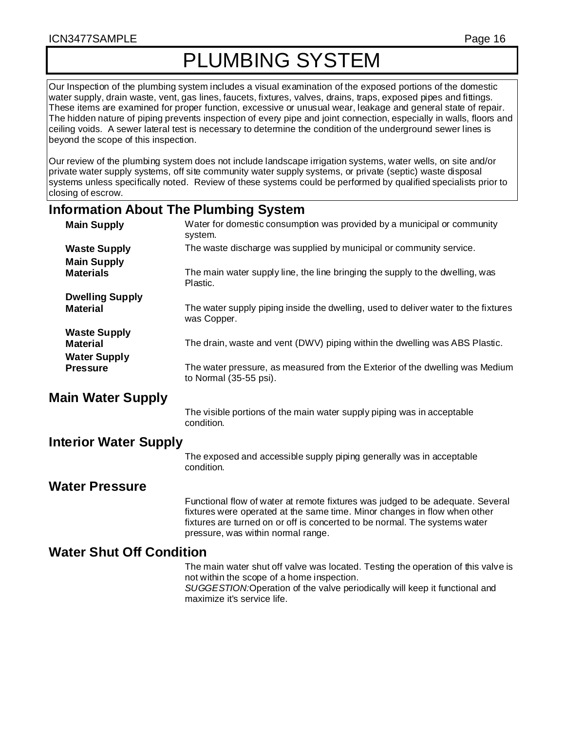# PLUMBING SYSTEM

Our Inspection of the plumbing system includes a visual examination of the exposed portions of the domestic water supply, drain waste, vent, gas lines, faucets, fixtures, valves, drains, traps, exposed pipes and fittings. These items are examined for proper function, excessive or unusual wear, leakage and general state of repair. The hidden nature of piping prevents inspection of every pipe and joint connection, especially in walls, floors and ceiling voids. A sewer lateral test is necessary to determine the condition of the underground sewer lines is beyond the scope of this inspection.

Our review of the plumbing system does not include landscape irrigation systems, water wells, on site and/or private water supply systems, off site community water supply systems, or private (septic) waste disposal systems unless specifically noted. Review of these systems could be performed by qualified specialists prior to closing of escrow.

## Information About The Plumbing System

**Main Supply** — Water for domestic consumption was provided by a municipal or community system.

**Waste Supply** — The waste discharge was supplied by municipal or community service.

**Main Supply Materials** — The main water supply line, the line bringing the supply to the dwelling, was Plastic.

**Dwelling Supply Material** — The water supply piping inside the dwelling, used to deliver water to the fixtures was Copper.

**Waste Supply Material** — The drain, waste and vent (DWV) piping within the dwelling was ABS Plastic.

**Water Supply Pressure** — The water pressure, as measured from the Exterior of the dwelling was Medium to Normal (35-55 psi).

## Main Water Supply

The visible portions of the main water supply piping was in acceptable condition.

## Interior Water Supply

The exposed and accessible supply piping generally was in acceptable condition.

## Water Pressure

Functional flow of water at remote fixtures was judged to be adequate. Several fixtures were operated at the same time. Minor changes in flow when other fixtures are turned on or off is concerted to be normal. The systems water pressure, was within normal range.

## Water Shut Off Condition

The main water shut off valve was located. Testing the operation of this valve is not within the scope of a home inspection.
*SUGGESTION:* Operation of the valve periodically will keep it functional and maximize it's service life.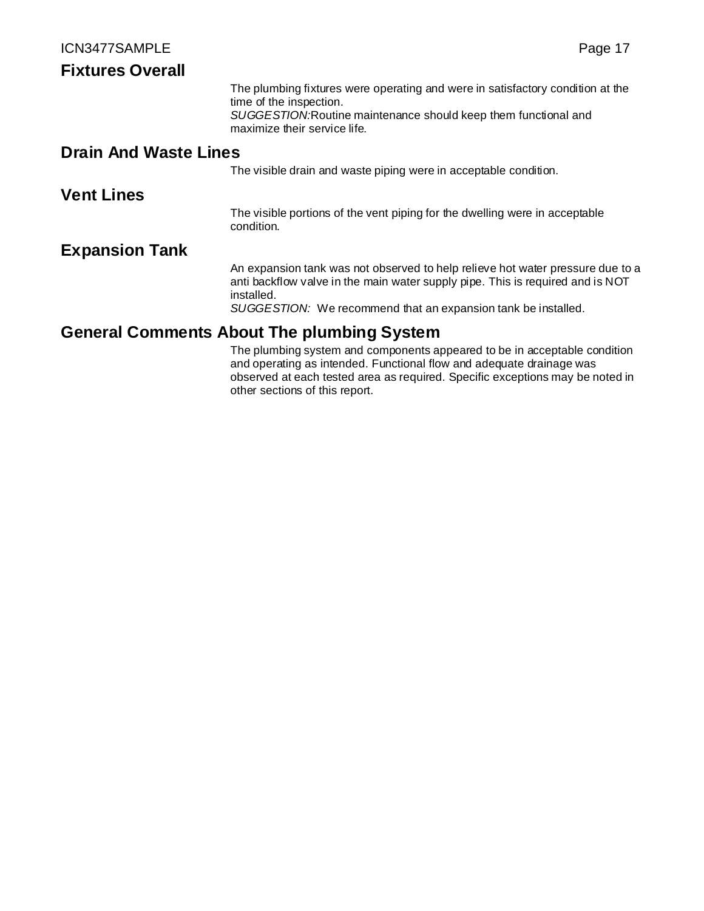## Fixtures Overall

The plumbing fixtures were operating and were in satisfactory condition at the time of the inspection.
*SUGGESTION:* Routine maintenance should keep them functional and maximize their service life.

## Drain And Waste Lines

The visible drain and waste piping were in acceptable condition.

## Vent Lines

The visible portions of the vent piping for the dwelling were in acceptable condition.

## Expansion Tank

An expansion tank was not observed to help relieve hot water pressure due to a anti backflow valve in the main water supply pipe. This is required and is NOT installed.
*SUGGESTION:* We recommend that an expansion tank be installed.

## General Comments About The plumbing System

The plumbing system and components appeared to be in acceptable condition and operating as intended. Functional flow and adequate drainage was observed at each tested area as required. Specific exceptions may be noted in other sections of this report.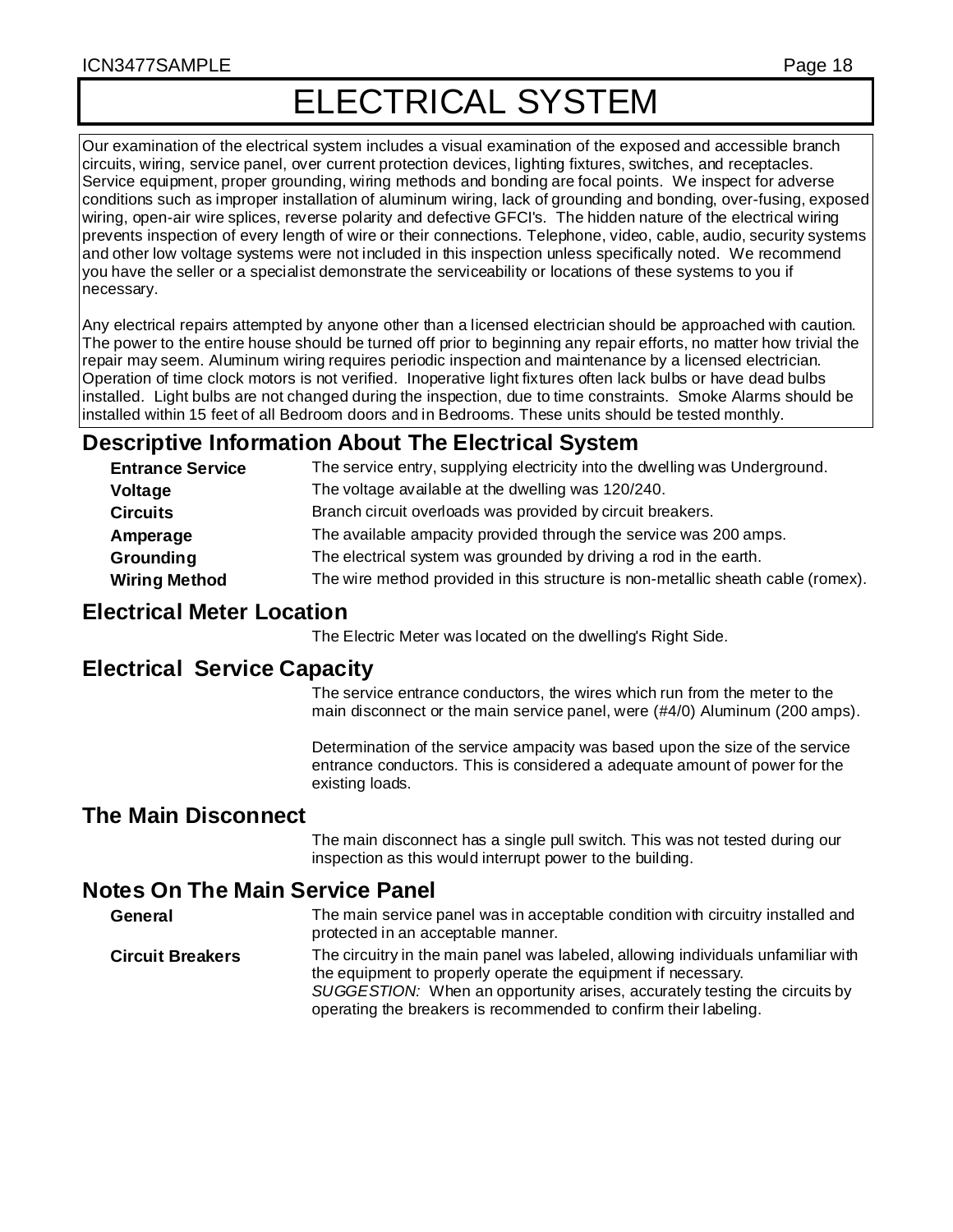# ELECTRICAL SYSTEM

Our examination of the electrical system includes a visual examination of the exposed and accessible branch circuits, wiring, service panel, over current protection devices, lighting fixtures, switches, and receptacles. Service equipment, proper grounding, wiring methods and bonding are focal points. We inspect for adverse conditions such as improper installation of aluminum wiring, lack of grounding and bonding, over-fusing, exposed wiring, open-air wire splices, reverse polarity and defective GFCI's. The hidden nature of the electrical wiring prevents inspection of every length of wire or their connections. Telephone, video, cable, audio, security systems and other low voltage systems were not included in this inspection unless specifically noted. We recommend you have the seller or a specialist demonstrate the serviceability or locations of these systems to you if necessary.

Any electrical repairs attempted by anyone other than a licensed electrician should be approached with caution. The power to the entire house should be turned off prior to beginning any repair efforts, no matter how trivial the repair may seem. Aluminum wiring requires periodic inspection and maintenance by a licensed electrician. Operation of time clock motors is not verified. Inoperative light fixtures often lack bulbs or have dead bulbs installed. Light bulbs are not changed during the inspection, due to time constraints. Smoke Alarms should be installed within 15 feet of all Bedroom doors and in Bedrooms. These units should be tested monthly.

## Descriptive Information About The Electrical System

**Entrance Service** The service entry, supplying electricity into the dwelling was Underground.

**Voltage** The voltage available at the dwelling was 120/240.

**Circuits** Branch circuit overloads was provided by circuit breakers.

**Amperage** The available ampacity provided through the service was 200 amps.

**Grounding** The electrical system was grounded by driving a rod in the earth.

**Wiring Method** The wire method provided in this structure is non-metallic sheath cable (romex).

## Electrical Meter Location

The Electric Meter was located on the dwelling's Right Side.

## Electrical Service Capacity

The service entrance conductors, the wires which run from the meter to the main disconnect or the main service panel, were (#4/0) Aluminum (200 amps).

Determination of the service ampacity was based upon the size of the service entrance conductors. This is considered a adequate amount of power for the existing loads.

## The Main Disconnect

The main disconnect has a single pull switch. This was not tested during our inspection as this would interrupt power to the building.

## Notes On The Main Service Panel

**General** The main service panel was in acceptable condition with circuitry installed and protected in an acceptable manner.

**Circuit Breakers** The circuitry in the main panel was labeled, allowing individuals unfamiliar with the equipment to properly operate the equipment if necessary.
*SUGGESTION:* When an opportunity arises, accurately testing the circuits by operating the breakers is recommended to confirm their labeling.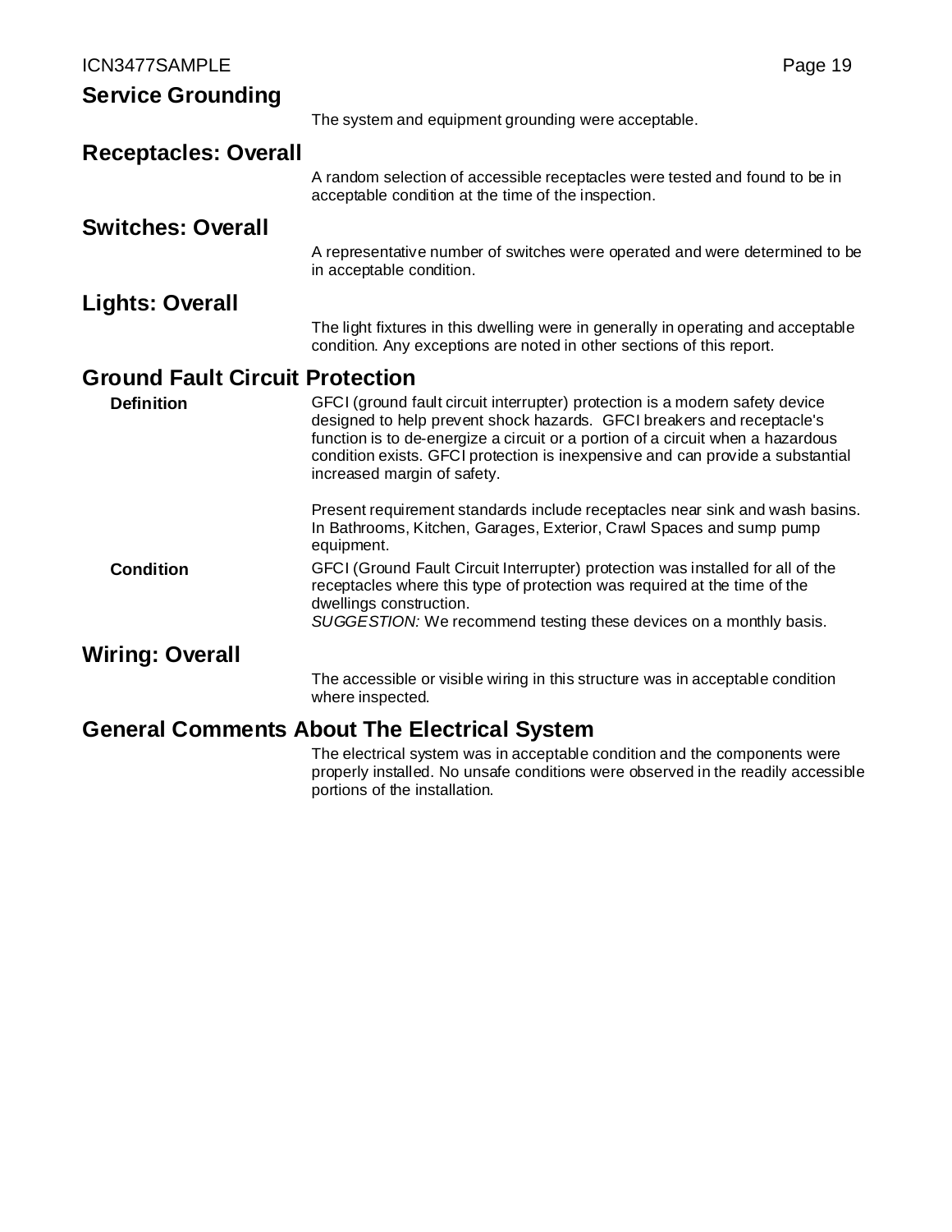## Service Grounding

The system and equipment grounding were acceptable.

## Receptacles: Overall

A random selection of accessible receptacles were tested and found to be in acceptable condition at the time of the inspection.

## Switches: Overall

A representative number of switches were operated and were determined to be in acceptable condition.

## Lights: Overall

The light fixtures in this dwelling were in generally in operating and acceptable condition. Any exceptions are noted in other sections of this report.

## Ground Fault Circuit Protection

**Definition**

GFCI (ground fault circuit interrupter) protection is a modern safety device designed to help prevent shock hazards. GFCI breakers and receptacle's function is to de-energize a circuit or a portion of a circuit when a hazardous condition exists. GFCI protection is inexpensive and can provide a substantial increased margin of safety.

Present requirement standards include receptacles near sink and wash basins. In Bathrooms, Kitchen, Garages, Exterior, Crawl Spaces and sump pump equipment.

**Condition**

GFCI (Ground Fault Circuit Interrupter) protection was installed for all of the receptacles where this type of protection was required at the time of the dwellings construction.
*SUGGESTION:* We recommend testing these devices on a monthly basis.

## Wiring: Overall

The accessible or visible wiring in this structure was in acceptable condition where inspected.

## General Comments About The Electrical System

The electrical system was in acceptable condition and the components were properly installed. No unsafe conditions were observed in the readily accessible portions of the installation.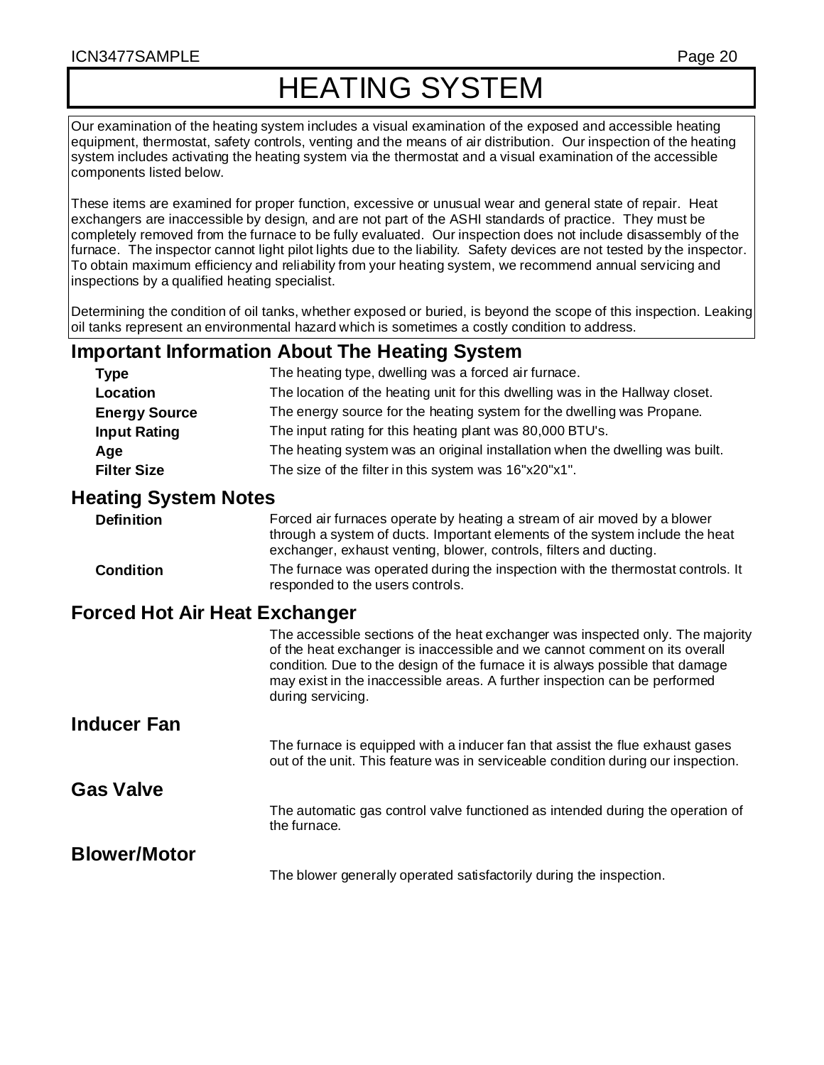# HEATING SYSTEM

Our examination of the heating system includes a visual examination of the exposed and accessible heating equipment, thermostat, safety controls, venting and the means of air distribution. Our inspection of the heating system includes activating the heating system via the thermostat and a visual examination of the accessible components listed below.

These items are examined for proper function, excessive or unusual wear and general state of repair. Heat exchangers are inaccessible by design, and are not part of the ASHI standards of practice. They must be completely removed from the furnace to be fully evaluated. Our inspection does not include disassembly of the furnace. The inspector cannot light pilot lights due to the liability. Safety devices are not tested by the inspector. To obtain maximum efficiency and reliability from your heating system, we recommend annual servicing and inspections by a qualified heating specialist.

Determining the condition of oil tanks, whether exposed or buried, is beyond the scope of this inspection. Leaking oil tanks represent an environmental hazard which is sometimes a costly condition to address.

## Important Information About The Heating System

**Type** — The heating type, dwelling was a forced air furnace.

**Location** — The location of the heating unit for this dwelling was in the Hallway closet.

**Energy Source** — The energy source for the heating system for the dwelling was Propane.

**Input Rating** — The input rating for this heating plant was 80,000 BTU's.

**Age** — The heating system was an original installation when the dwelling was built.

**Filter Size** — The size of the filter in this system was 16"x20"x1".

## Heating System Notes

**Definition** — Forced air furnaces operate by heating a stream of air moved by a blower through a system of ducts. Important elements of the system include the heat exchanger, exhaust venting, blower, controls, filters and ducting.

**Condition** — The furnace was operated during the inspection with the thermostat controls. It responded to the users controls.

## Forced Hot Air Heat Exchanger

The accessible sections of the heat exchanger was inspected only. The majority of the heat exchanger is inaccessible and we cannot comment on its overall condition. Due to the design of the furnace it is always possible that damage may exist in the inaccessible areas. A further inspection can be performed during servicing.

## Inducer Fan

The furnace is equipped with a inducer fan that assist the flue exhaust gases out of the unit. This feature was in serviceable condition during our inspection.

## Gas Valve

The automatic gas control valve functioned as intended during the operation of the furnace.

## Blower/Motor

The blower generally operated satisfactorily during the inspection.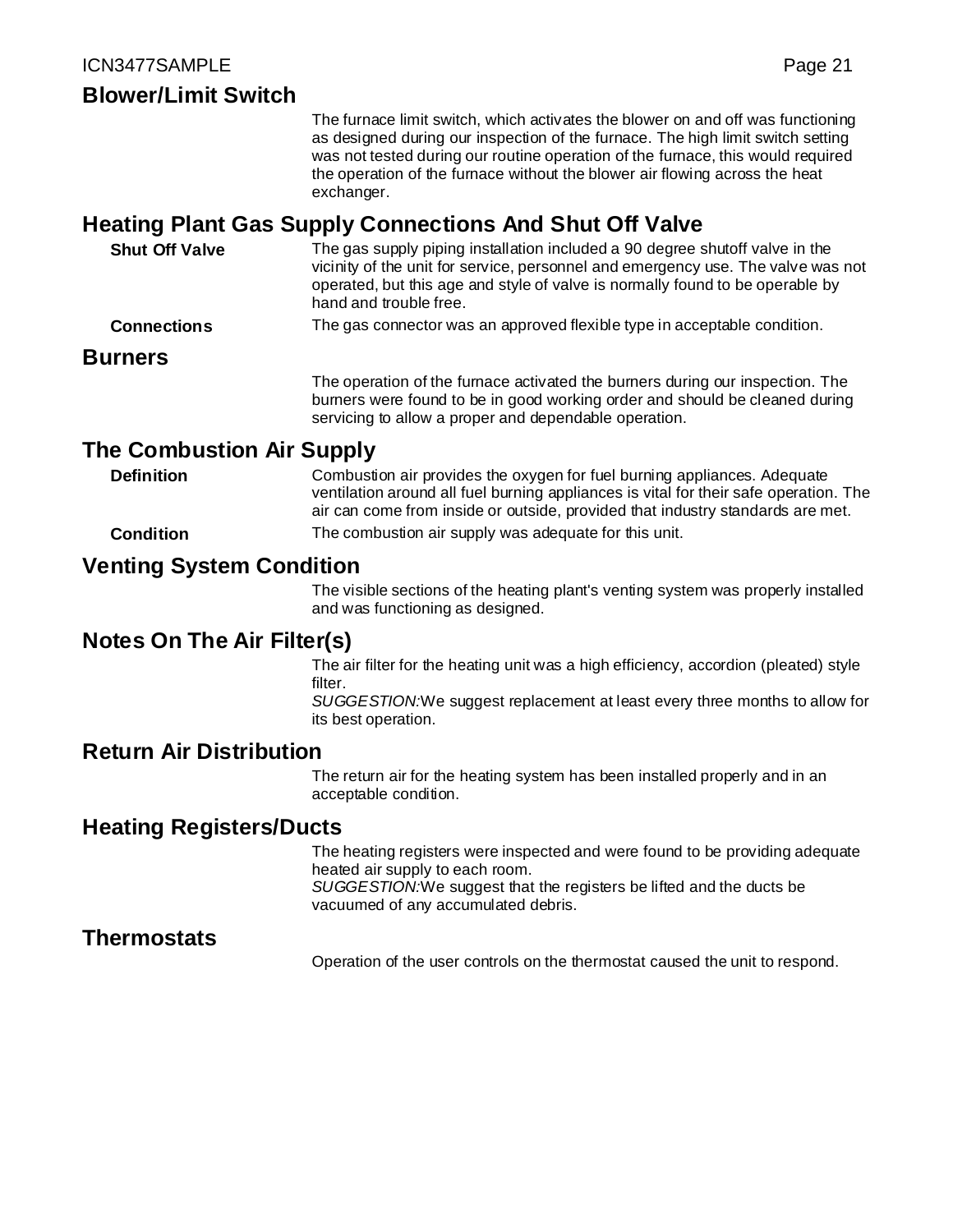## Blower/Limit Switch

The furnace limit switch, which activates the blower on and off was functioning as designed during our inspection of the furnace. The high limit switch setting was not tested during our routine operation of the furnace, this would required the operation of the furnace without the blower air flowing across the heat exchanger.

## Heating Plant Gas Supply Connections And Shut Off Valve

**Shut Off Valve** The gas supply piping installation included a 90 degree shutoff valve in the vicinity of the unit for service, personnel and emergency use. The valve was not operated, but this age and style of valve is normally found to be operable by hand and trouble free.

**Connections** The gas connector was an approved flexible type in acceptable condition.

## Burners

The operation of the furnace activated the burners during our inspection. The burners were found to be in good working order and should be cleaned during servicing to allow a proper and dependable operation.

## The Combustion Air Supply

**Definition** Combustion air provides the oxygen for fuel burning appliances. Adequate ventilation around all fuel burning appliances is vital for their safe operation. The air can come from inside or outside, provided that industry standards are met.

**Condition** The combustion air supply was adequate for this unit.

## Venting System Condition

The visible sections of the heating plant's venting system was properly installed and was functioning as designed.

## Notes On The Air Filter(s)

The air filter for the heating unit was a high efficiency, accordion (pleated) style filter.

*SUGGESTION:*We suggest replacement at least every three months to allow for its best operation.

## Return Air Distribution

The return air for the heating system has been installed properly and in an acceptable condition.

## Heating Registers/Ducts

The heating registers were inspected and were found to be providing adequate heated air supply to each room.

*SUGGESTION:*We suggest that the registers be lifted and the ducts be vacuumed of any accumulated debris.

## Thermostats

Operation of the user controls on the thermostat caused the unit to respond.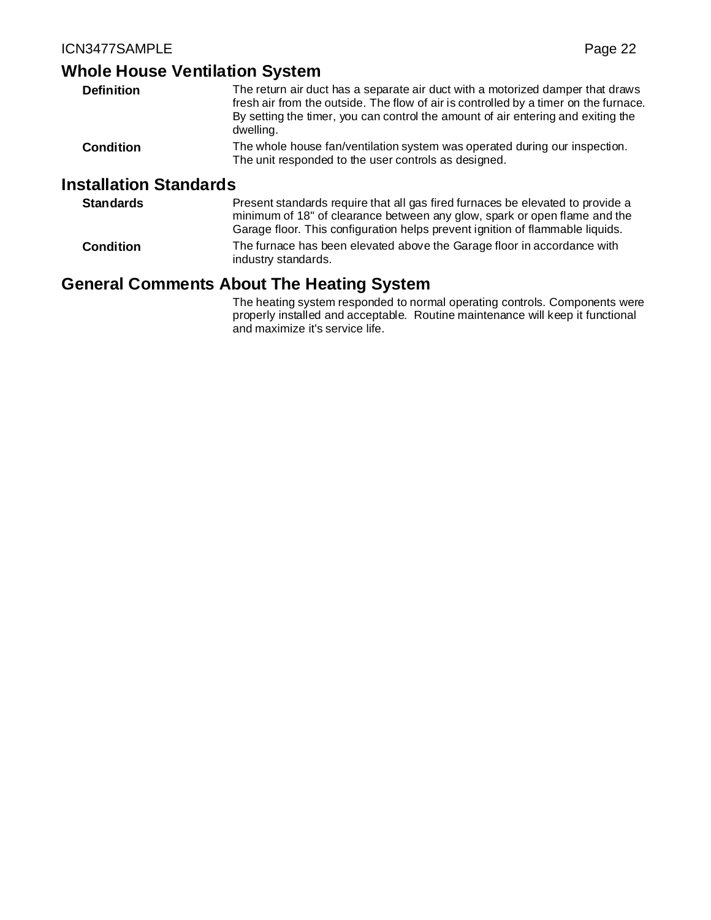## Whole House Ventilation System

**Definition**

The return air duct has a separate air duct with a motorized damper that draws fresh air from the outside. The flow of air is controlled by a timer on the furnace. By setting the timer, you can control the amount of air entering and exiting the dwelling.

**Condition**

The whole house fan/ventilation system was operated during our inspection. The unit responded to the user controls as designed.

## Installation Standards

**Standards**

Present standards require that all gas fired furnaces be elevated to provide a minimum of 18" of clearance between any glow, spark or open flame and the Garage floor. This configuration helps prevent ignition of flammable liquids.

**Condition**

The furnace has been elevated above the Garage floor in accordance with industry standards.

## General Comments About The Heating System

The heating system responded to normal operating controls. Components were properly installed and acceptable. Routine maintenance will keep it functional and maximize it's service life.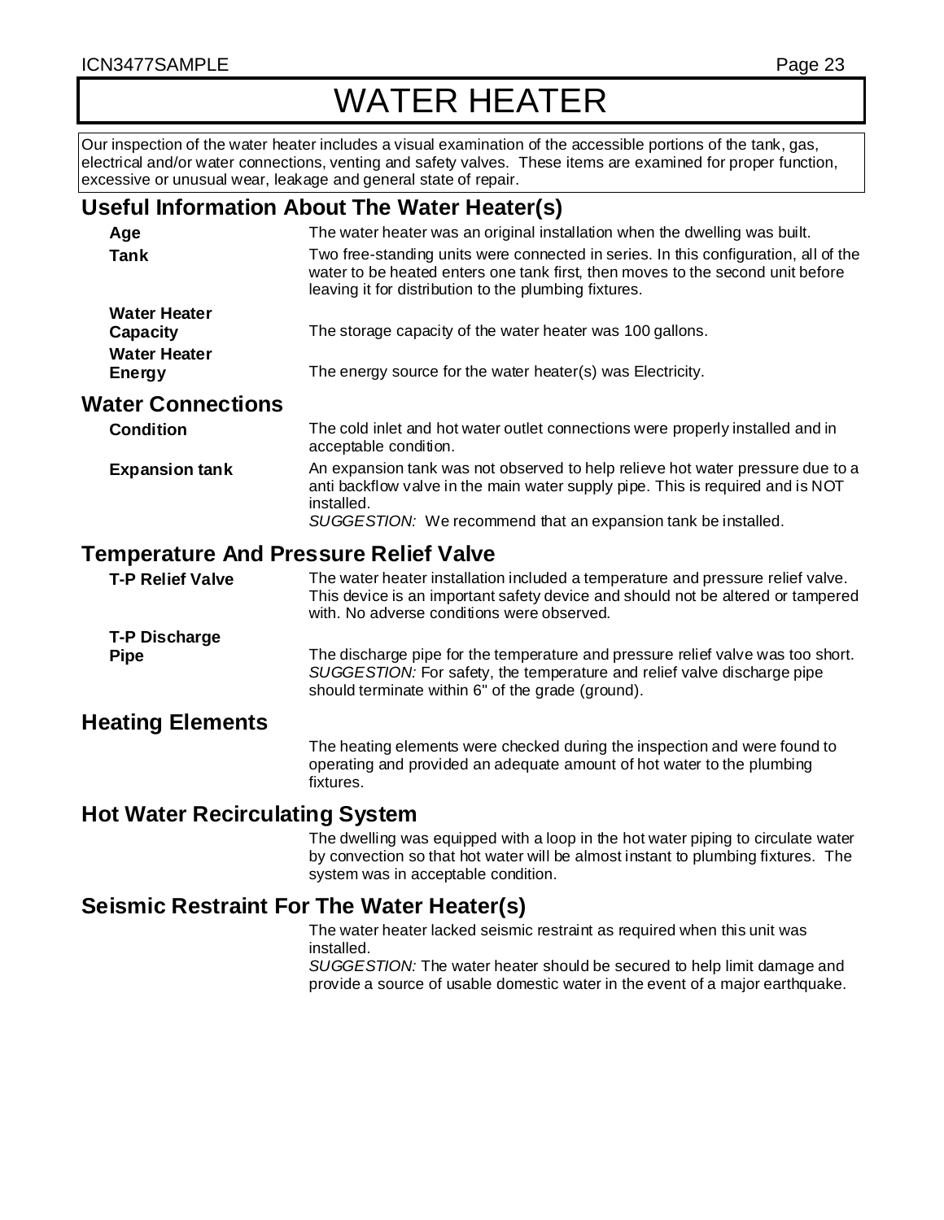# WATER HEATER

Our inspection of the water heater includes a visual examination of the accessible portions of the tank, gas, electrical and/or water connections, venting and safety valves. These items are examined for proper function, excessive or unusual wear, leakage and general state of repair.

## Useful Information About The Water Heater(s)

**Age**
The water heater was an original installation when the dwelling was built.

**Tank**
Two free-standing units were connected in series. In this configuration, all of the water to be heated enters one tank first, then moves to the second unit before leaving it for distribution to the plumbing fixtures.

**Water Heater Capacity**
The storage capacity of the water heater was 100 gallons.

**Water Heater Energy**
The energy source for the water heater(s) was Electricity.

## Water Connections

**Condition**
The cold inlet and hot water outlet connections were properly installed and in acceptable condition.

**Expansion tank**
An expansion tank was not observed to help relieve hot water pressure due to a anti backflow valve in the main water supply pipe. This is required and is NOT installed.
*SUGGESTION:* We recommend that an expansion tank be installed.

## Temperature And Pressure Relief Valve

**T-P Relief Valve**
The water heater installation included a temperature and pressure relief valve. This device is an important safety device and should not be altered or tampered with. No adverse conditions were observed.

**T-P Discharge Pipe**
The discharge pipe for the temperature and pressure relief valve was too short.
*SUGGESTION:* For safety, the temperature and relief valve discharge pipe should terminate within 6" of the grade (ground).

## Heating Elements

The heating elements were checked during the inspection and were found to operating and provided an adequate amount of hot water to the plumbing fixtures.

## Hot Water Recirculating System

The dwelling was equipped with a loop in the hot water piping to circulate water by convection so that hot water will be almost instant to plumbing fixtures. The system was in acceptable condition.

## Seismic Restraint For The Water Heater(s)

The water heater lacked seismic restraint as required when this unit was installed.
*SUGGESTION:* The water heater should be secured to help limit damage and provide a source of usable domestic water in the event of a major earthquake.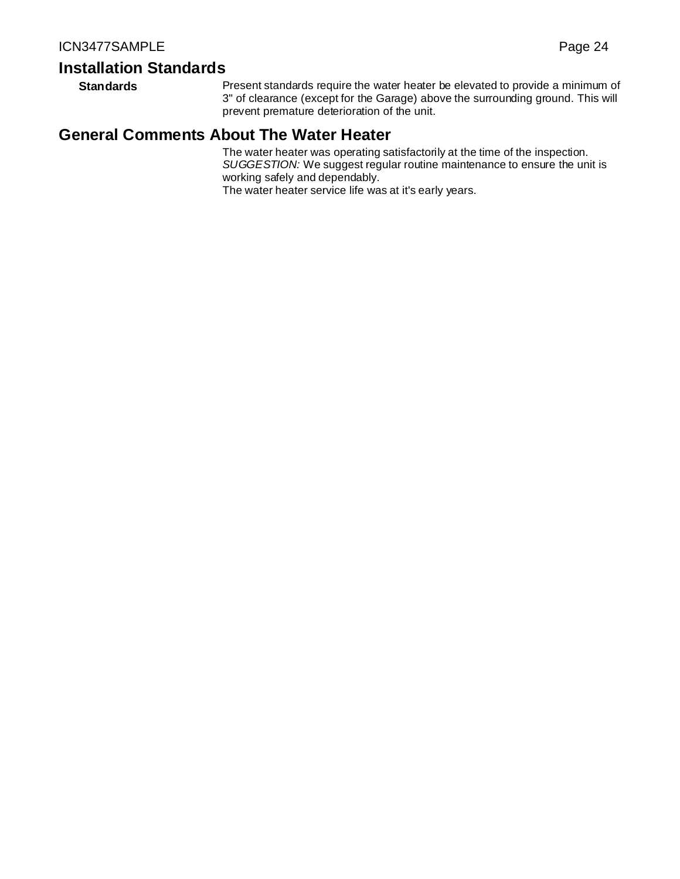## Installation Standards

**Standards**

Present standards require the water heater be elevated to provide a minimum of 3" of clearance (except for the Garage) above the surrounding ground. This will prevent premature deterioration of the unit.

## General Comments About The Water Heater

The water heater was operating satisfactorily at the time of the inspection.
*SUGGESTION:* We suggest regular routine maintenance to ensure the unit is working safely and dependably.
The water heater service life was at it's early years.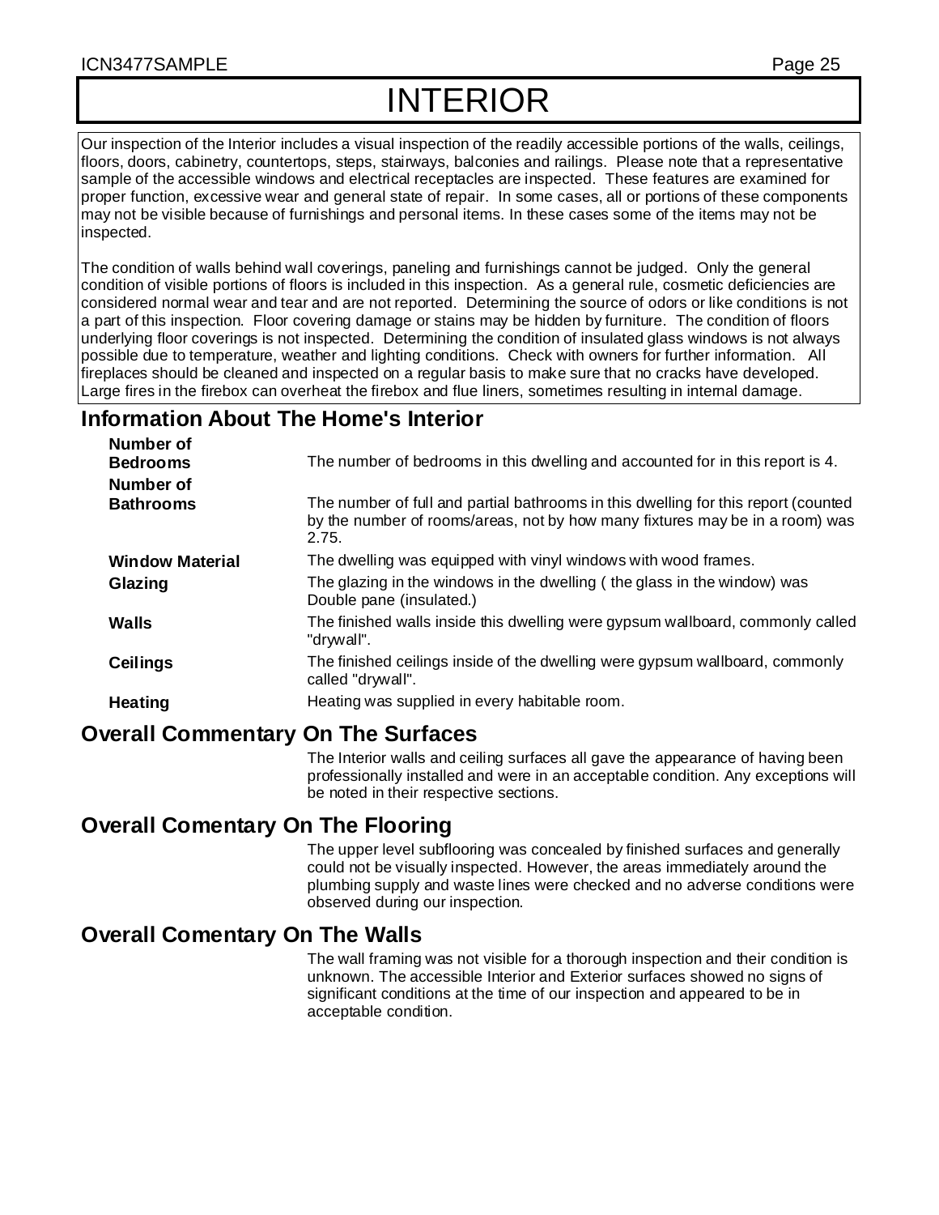# INTERIOR

Our inspection of the Interior includes a visual inspection of the readily accessible portions of the walls, ceilings, floors, doors, cabinetry, countertops, steps, stairways, balconies and railings. Please note that a representative sample of the accessible windows and electrical receptacles are inspected. These features are examined for proper function, excessive wear and general state of repair. In some cases, all or portions of these components may not be visible because of furnishings and personal items. In these cases some of the items may not be inspected.

The condition of walls behind wall coverings, paneling and furnishings cannot be judged. Only the general condition of visible portions of floors is included in this inspection. As a general rule, cosmetic deficiencies are considered normal wear and tear and are not reported. Determining the source of odors or like conditions is not a part of this inspection. Floor covering damage or stains may be hidden by furniture. The condition of floors underlying floor coverings is not inspected. Determining the condition of insulated glass windows is not always possible due to temperature, weather and lighting conditions. Check with owners for further information. All fireplaces should be cleaned and inspected on a regular basis to make sure that no cracks have developed. Large fires in the firebox can overheat the firebox and flue liners, sometimes resulting in internal damage.

## Information About The Home's Interior

**Number of Bedrooms** The number of bedrooms in this dwelling and accounted for in this report is 4.

**Number of Bathrooms** The number of full and partial bathrooms in this dwelling for this report (counted by the number of rooms/areas, not by how many fixtures may be in a room) was 2.75.

**Window Material** The dwelling was equipped with vinyl windows with wood frames.

**Glazing** The glazing in the windows in the dwelling ( the glass in the window) was Double pane (insulated.)

**Walls** The finished walls inside this dwelling were gypsum wallboard, commonly called "drywall".

**Ceilings** The finished ceilings inside of the dwelling were gypsum wallboard, commonly called "drywall".

**Heating** Heating was supplied in every habitable room.

## Overall Commentary On The Surfaces

The Interior walls and ceiling surfaces all gave the appearance of having been professionally installed and were in an acceptable condition. Any exceptions will be noted in their respective sections.

## Overall Comentary On The Flooring

The upper level subflooring was concealed by finished surfaces and generally could not be visually inspected. However, the areas immediately around the plumbing supply and waste lines were checked and no adverse conditions were observed during our inspection.

## Overall Comentary On The Walls

The wall framing was not visible for a thorough inspection and their condition is unknown. The accessible Interior and Exterior surfaces showed no signs of significant conditions at the time of our inspection and appeared to be in acceptable condition.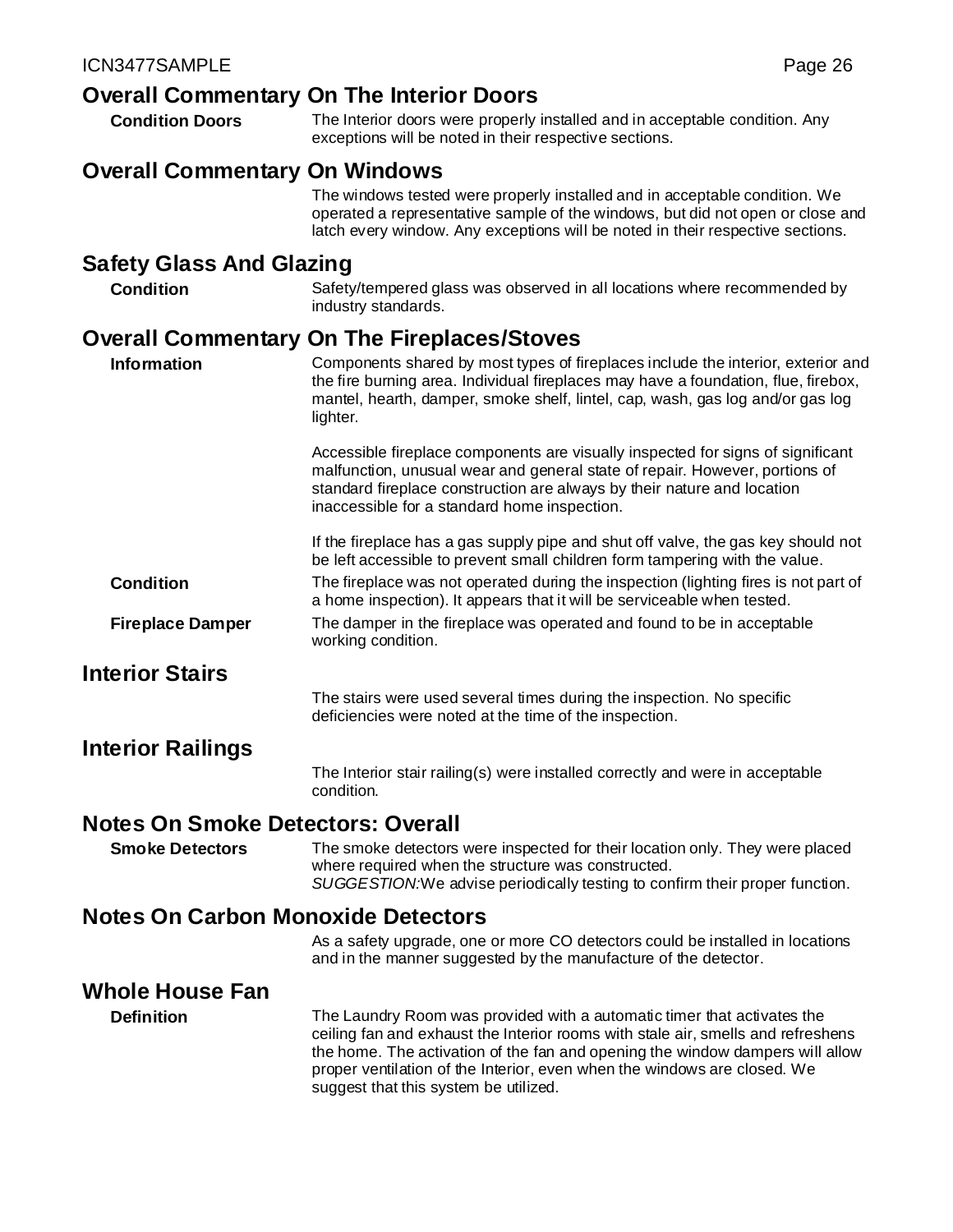## Overall Commentary On The Interior Doors

**Condition Doors** — The Interior doors were properly installed and in acceptable condition. Any exceptions will be noted in their respective sections.

## Overall Commentary On Windows

The windows tested were properly installed and in acceptable condition. We operated a representative sample of the windows, but did not open or close and latch every window. Any exceptions will be noted in their respective sections.

## Safety Glass And Glazing

**Condition** — Safety/tempered glass was observed in all locations where recommended by industry standards.

## Overall Commentary On The Fireplaces/Stoves

**Information** — Components shared by most types of fireplaces include the interior, exterior and the fire burning area. Individual fireplaces may have a foundation, flue, firebox, mantel, hearth, damper, smoke shelf, lintel, cap, wash, gas log and/or gas log lighter.

Accessible fireplace components are visually inspected for signs of significant malfunction, unusual wear and general state of repair. However, portions of standard fireplace construction are always by their nature and location inaccessible for a standard home inspection.

If the fireplace has a gas supply pipe and shut off valve, the gas key should not be left accessible to prevent small children form tampering with the value.

**Condition** — The fireplace was not operated during the inspection (lighting fires is not part of a home inspection). It appears that it will be serviceable when tested.

**Fireplace Damper** — The damper in the fireplace was operated and found to be in acceptable working condition.

## Interior Stairs

The stairs were used several times during the inspection. No specific deficiencies were noted at the time of the inspection.

## Interior Railings

The Interior stair railing(s) were installed correctly and were in acceptable condition.

## Notes On Smoke Detectors: Overall

**Smoke Detectors** — The smoke detectors were inspected for their location only. They were placed where required when the structure was constructed.
*SUGGESTION:*We advise periodically testing to confirm their proper function.

## Notes On Carbon Monoxide Detectors

As a safety upgrade, one or more CO detectors could be installed in locations and in the manner suggested by the manufacture of the detector.

## Whole House Fan

**Definition** — The Laundry Room was provided with a automatic timer that activates the ceiling fan and exhaust the Interior rooms with stale air, smells and refreshens the home. The activation of the fan and opening the window dampers will allow proper ventilation of the Interior, even when the windows are closed. We suggest that this system be utilized.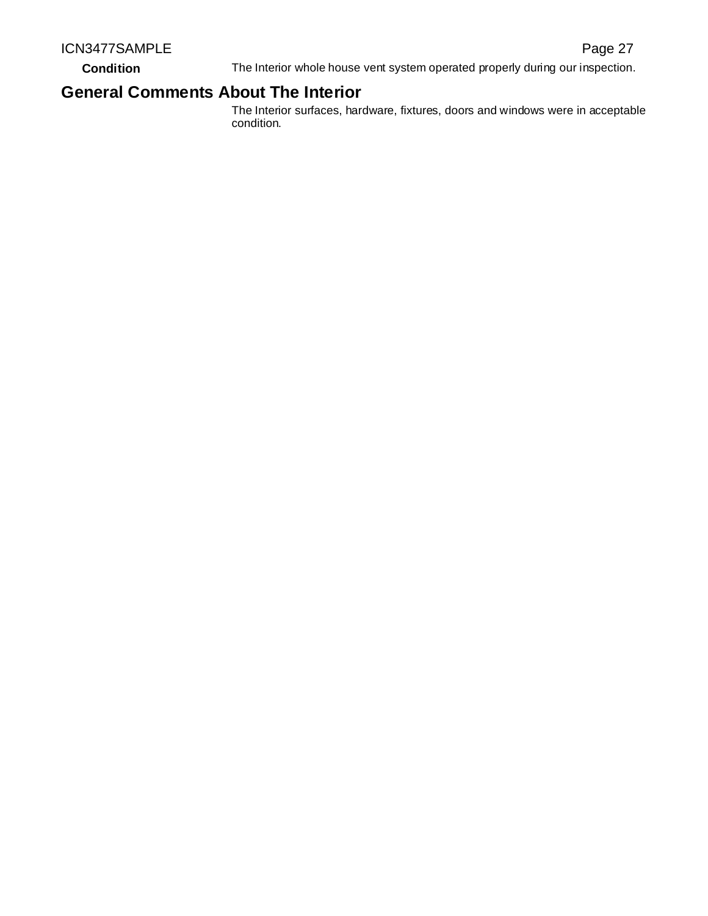**Condition** The Interior whole house vent system operated properly during our inspection.

## General Comments About The Interior

The Interior surfaces, hardware, fixtures, doors and windows were in acceptable condition.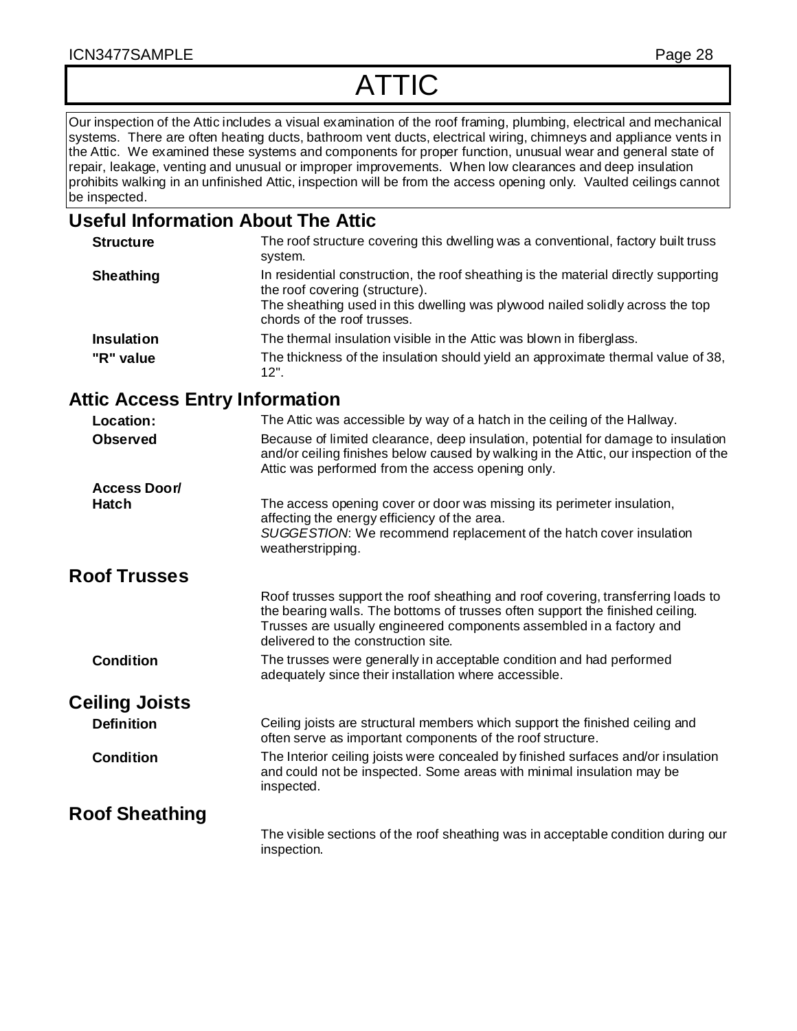# ATTIC

Our inspection of the Attic includes a visual examination of the roof framing, plumbing, electrical and mechanical systems. There are often heating ducts, bathroom vent ducts, electrical wiring, chimneys and appliance vents in the Attic. We examined these systems and components for proper function, unusual wear and general state of repair, leakage, venting and unusual or improper improvements. When low clearances and deep insulation prohibits walking in an unfinished Attic, inspection will be from the access opening only. Vaulted ceilings cannot be inspected.

## Useful Information About The Attic

**Structure** — The roof structure covering this dwelling was a conventional, factory built truss system.

**Sheathing** — In residential construction, the roof sheathing is the material directly supporting the roof covering (structure).
The sheathing used in this dwelling was plywood nailed solidly across the top chords of the roof trusses.

**Insulation** — The thermal insulation visible in the Attic was blown in fiberglass.

**"R" value** — The thickness of the insulation should yield an approximate thermal value of 38, 12".

## Attic Access Entry Information

**Location:** — The Attic was accessible by way of a hatch in the ceiling of the Hallway.

**Observed** — Because of limited clearance, deep insulation, potential for damage to insulation and/or ceiling finishes below caused by walking in the Attic, our inspection of the Attic was performed from the access opening only.

**Access Door/ Hatch** — The access opening cover or door was missing its perimeter insulation, affecting the energy efficiency of the area.
*SUGGESTION*: We recommend replacement of the hatch cover insulation weatherstripping.

## Roof Trusses

Roof trusses support the roof sheathing and roof covering, transferring loads to the bearing walls. The bottoms of trusses often support the finished ceiling. Trusses are usually engineered components assembled in a factory and delivered to the construction site.

**Condition** — The trusses were generally in acceptable condition and had performed adequately since their installation where accessible.

## Ceiling Joists

**Definition** — Ceiling joists are structural members which support the finished ceiling and often serve as important components of the roof structure.

**Condition** — The Interior ceiling joists were concealed by finished surfaces and/or insulation and could not be inspected. Some areas with minimal insulation may be inspected.

## Roof Sheathing

The visible sections of the roof sheathing was in acceptable condition during our inspection.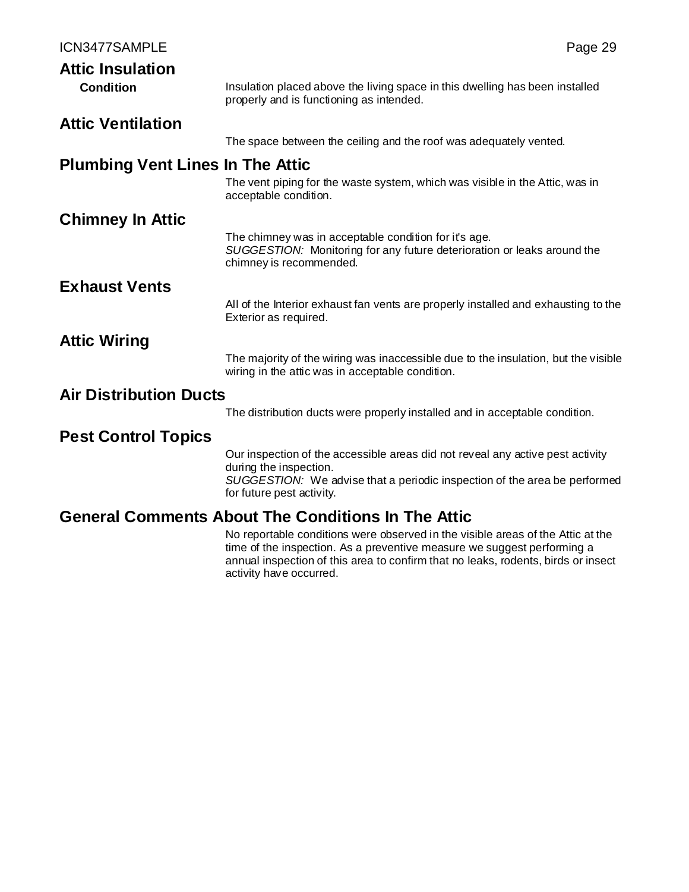## Attic Insulation

**Condition**

Insulation placed above the living space in this dwelling has been installed properly and is functioning as intended.

## Attic Ventilation

The space between the ceiling and the roof was adequately vented.

## Plumbing Vent Lines In The Attic

The vent piping for the waste system, which was visible in the Attic, was in acceptable condition.

## Chimney In Attic

The chimney was in acceptable condition for it's age.
*SUGGESTION:* Monitoring for any future deterioration or leaks around the chimney is recommended.

## Exhaust Vents

All of the Interior exhaust fan vents are properly installed and exhausting to the Exterior as required.

## Attic Wiring

The majority of the wiring was inaccessible due to the insulation, but the visible wiring in the attic was in acceptable condition.

## Air Distribution Ducts

The distribution ducts were properly installed and in acceptable condition.

## Pest Control Topics

Our inspection of the accessible areas did not reveal any active pest activity during the inspection.
*SUGGESTION:* We advise that a periodic inspection of the area be performed for future pest activity.

## General Comments About The Conditions In The Attic

No reportable conditions were observed in the visible areas of the Attic at the time of the inspection. As a preventive measure we suggest performing a annual inspection of this area to confirm that no leaks, rodents, birds or insect activity have occurred.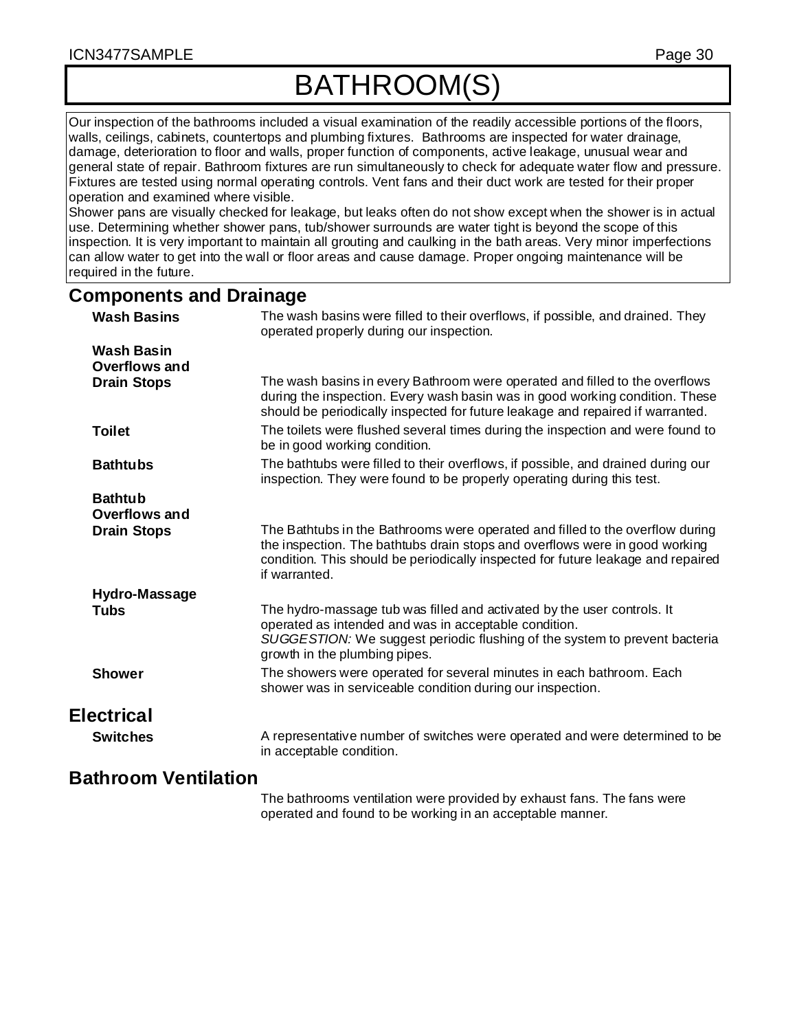# BATHROOM(S)

Our inspection of the bathrooms included a visual examination of the readily accessible portions of the floors, walls, ceilings, cabinets, countertops and plumbing fixtures. Bathrooms are inspected for water drainage, damage, deterioration to floor and walls, proper function of components, active leakage, unusual wear and general state of repair. Bathroom fixtures are run simultaneously to check for adequate water flow and pressure. Fixtures are tested using normal operating controls. Vent fans and their duct work are tested for their proper operation and examined where visible.
Shower pans are visually checked for leakage, but leaks often do not show except when the shower is in actual use. Determining whether shower pans, tub/shower surrounds are water tight is beyond the scope of this inspection. It is very important to maintain all grouting and caulking in the bath areas. Very minor imperfections can allow water to get into the wall or floor areas and cause damage. Proper ongoing maintenance will be required in the future.

## Components and Drainage

**Wash Basins**
The wash basins were filled to their overflows, if possible, and drained. They operated properly during our inspection.

**Wash Basin Overflows and Drain Stops**
The wash basins in every Bathroom were operated and filled to the overflows during the inspection. Every wash basin was in good working condition. These should be periodically inspected for future leakage and repaired if warranted.

**Toilet**
The toilets were flushed several times during the inspection and were found to be in good working condition.

**Bathtubs**
The bathtubs were filled to their overflows, if possible, and drained during our inspection. They were found to be properly operating during this test.

**Bathtub Overflows and Drain Stops**
The Bathtubs in the Bathrooms were operated and filled to the overflow during the inspection. The bathtubs drain stops and overflows were in good working condition. This should be periodically inspected for future leakage and repaired if warranted.

**Hydro-Massage Tubs**
The hydro-massage tub was filled and activated by the user controls. It operated as intended and was in acceptable condition.
*SUGGESTION:* We suggest periodic flushing of the system to prevent bacteria growth in the plumbing pipes.

**Shower**
The showers were operated for several minutes in each bathroom. Each shower was in serviceable condition during our inspection.

## Electrical

**Switches**
A representative number of switches were operated and were determined to be in acceptable condition.

## Bathroom Ventilation

The bathrooms ventilation were provided by exhaust fans. The fans were operated and found to be working in an acceptable manner.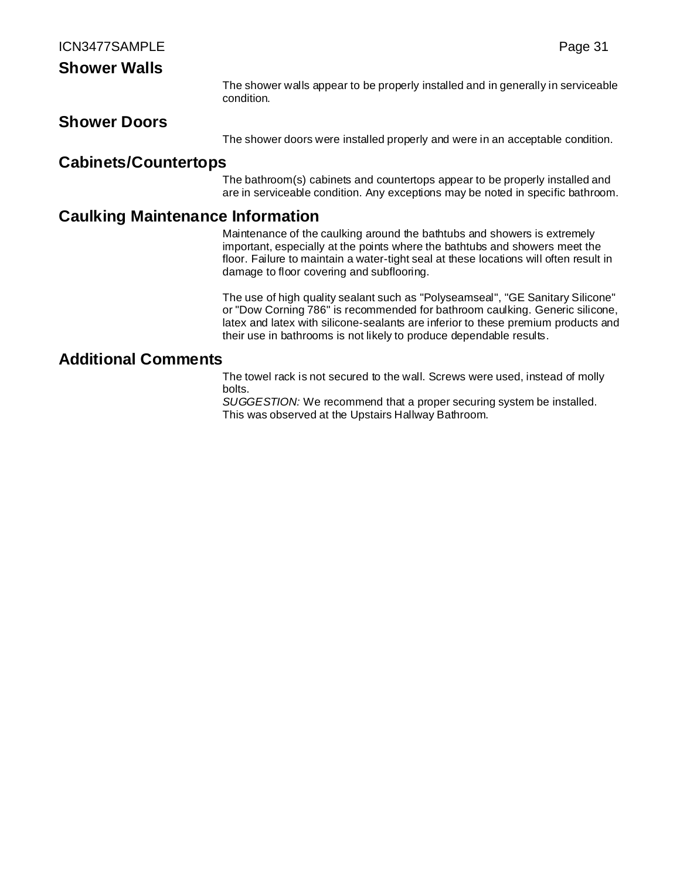## Shower Walls

The shower walls appear to be properly installed and in generally in serviceable condition.

## Shower Doors

The shower doors were installed properly and were in an acceptable condition.

## Cabinets/Countertops

The bathroom(s) cabinets and countertops appear to be properly installed and are in serviceable condition. Any exceptions may be noted in specific bathroom.

## Caulking Maintenance Information

Maintenance of the caulking around the bathtubs and showers is extremely important, especially at the points where the bathtubs and showers meet the floor. Failure to maintain a water-tight seal at these locations will often result in damage to floor covering and subflooring.

The use of high quality sealant such as "Polyseamseal", "GE Sanitary Silicone" or "Dow Corning 786" is recommended for bathroom caulking. Generic silicone, latex and latex with silicone-sealants are inferior to these premium products and their use in bathrooms is not likely to produce dependable results.

## Additional Comments

The towel rack is not secured to the wall. Screws were used, instead of molly bolts.
*SUGGESTION:* We recommend that a proper securing system be installed.
This was observed at the Upstairs Hallway Bathroom.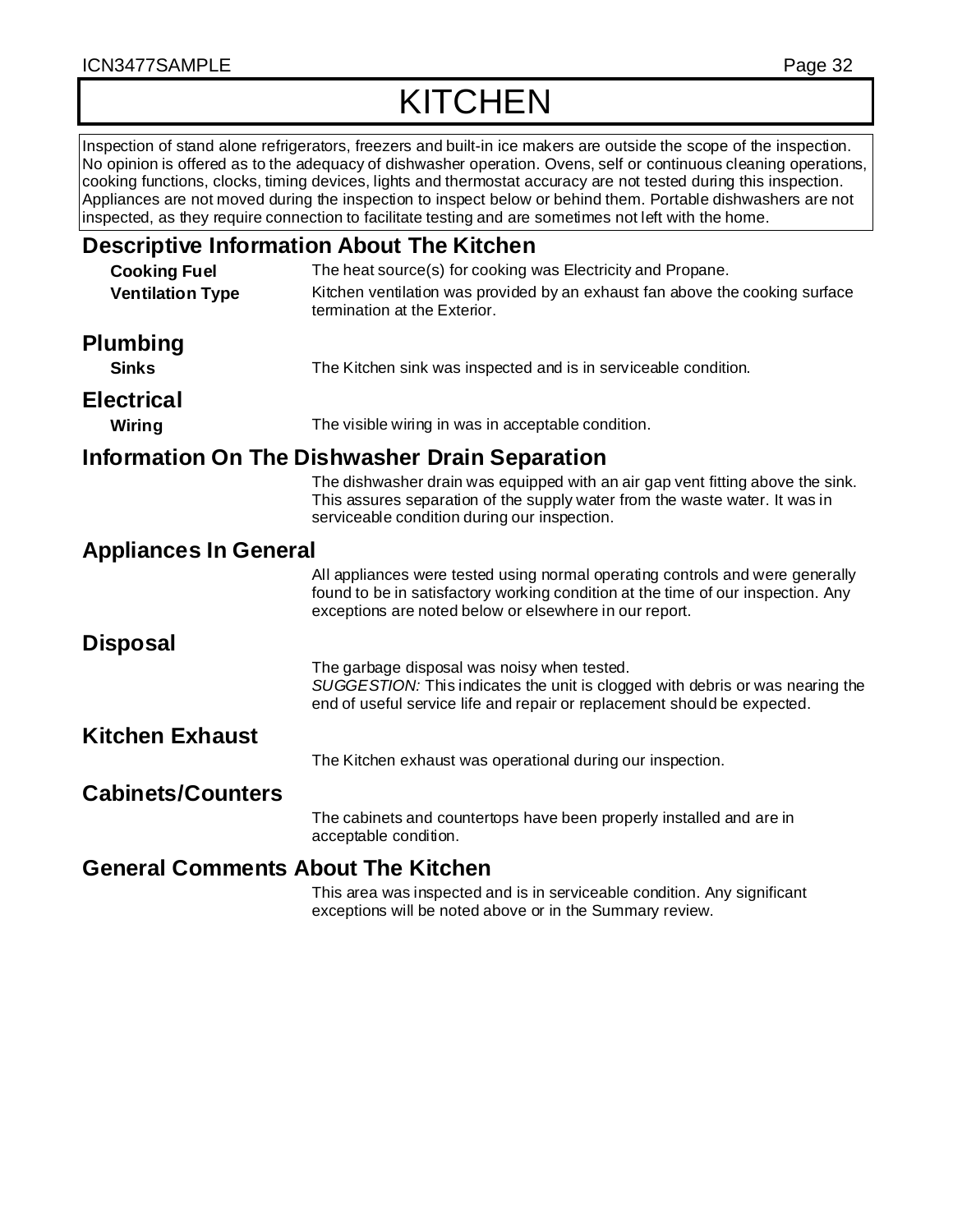# KITCHEN

Inspection of stand alone refrigerators, freezers and built-in ice makers are outside the scope of the inspection. No opinion is offered as to the adequacy of dishwasher operation. Ovens, self or continuous cleaning operations, cooking functions, clocks, timing devices, lights and thermostat accuracy are not tested during this inspection. Appliances are not moved during the inspection to inspect below or behind them. Portable dishwashers are not inspected, as they require connection to facilitate testing and are sometimes not left with the home.

## Descriptive Information About The Kitchen

**Cooking Fuel** The heat source(s) for cooking was Electricity and Propane.

**Ventilation Type** Kitchen ventilation was provided by an exhaust fan above the cooking surface termination at the Exterior.

## Plumbing

**Sinks** The Kitchen sink was inspected and is in serviceable condition.

## Electrical

**Wiring** The visible wiring in was in acceptable condition.

## Information On The Dishwasher Drain Separation

The dishwasher drain was equipped with an air gap vent fitting above the sink. This assures separation of the supply water from the waste water. It was in serviceable condition during our inspection.

## Appliances In General

All appliances were tested using normal operating controls and were generally found to be in satisfactory working condition at the time of our inspection. Any exceptions are noted below or elsewhere in our report.

## Disposal

The garbage disposal was noisy when tested.
*SUGGESTION:* This indicates the unit is clogged with debris or was nearing the end of useful service life and repair or replacement should be expected.

## Kitchen Exhaust

The Kitchen exhaust was operational during our inspection.

## Cabinets/Counters

The cabinets and countertops have been properly installed and are in acceptable condition.

## General Comments About The Kitchen

This area was inspected and is in serviceable condition. Any significant exceptions will be noted above or in the Summary review.